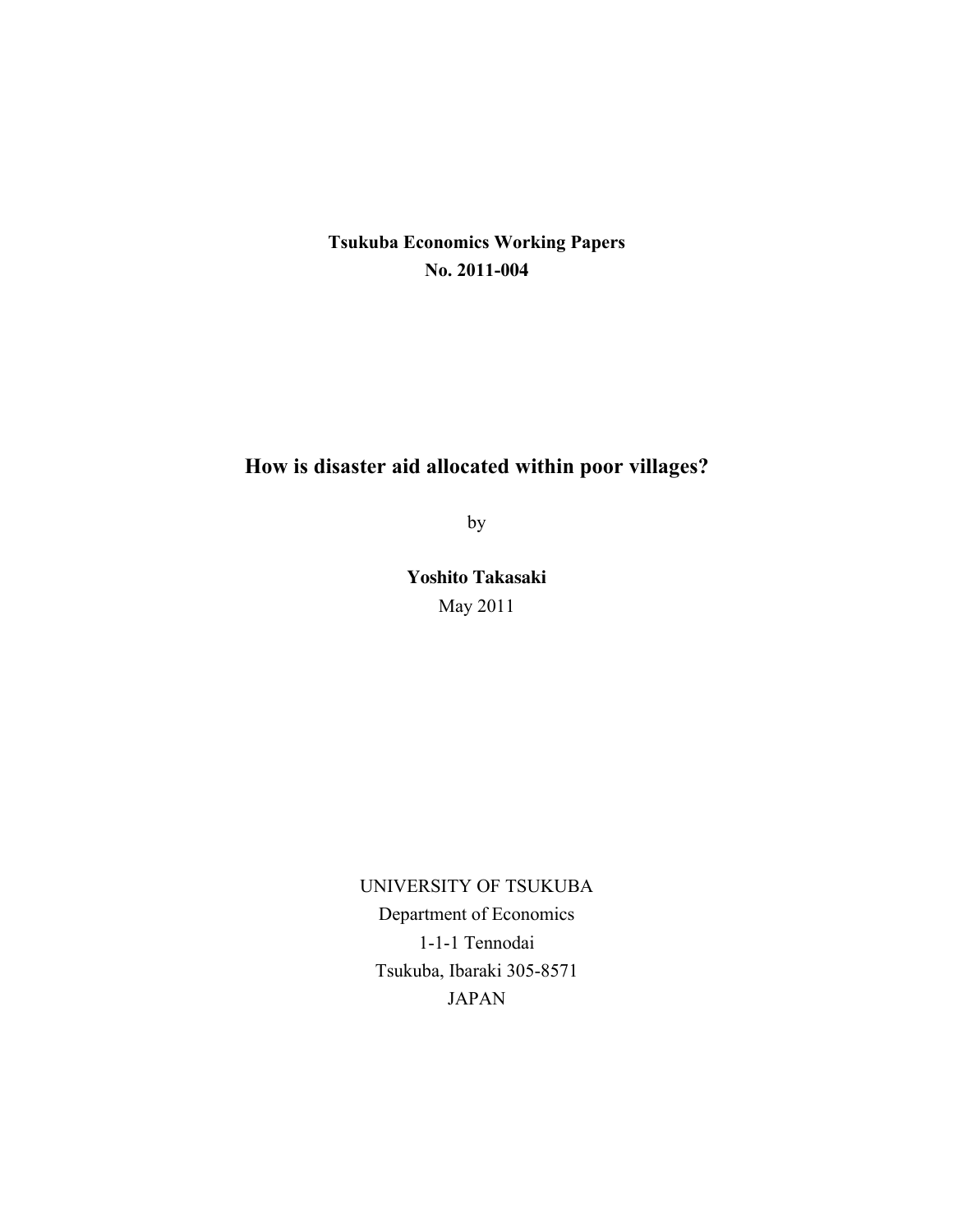**Tsukuba Economics Working Papers**
**No. 2011-004**

# How is disaster aid allocated within poor villages?

by

**Yoshito Takasaki**

May 2011

UNIVERSITY OF TSUKUBA
Department of Economics
1-1-1 Tennodai
Tsukuba, Ibaraki 305-8571
JAPAN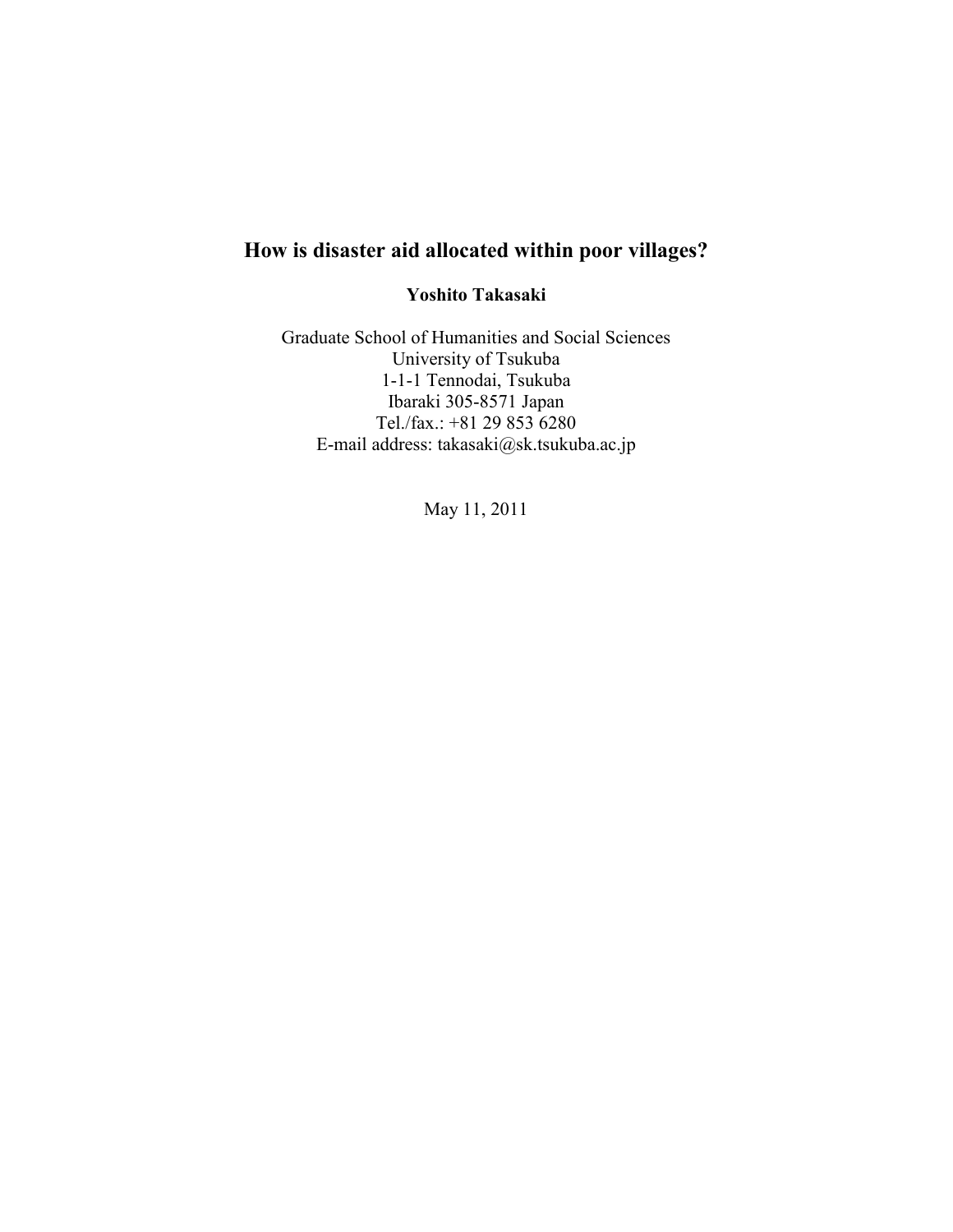# How is disaster aid allocated within poor villages?

**Yoshito Takasaki**

Graduate School of Humanities and Social Sciences
University of Tsukuba
1-1-1 Tennodai, Tsukuba
Ibaraki 305-8571 Japan
Tel./fax.: +81 29 853 6280
E-mail address: takasaki@sk.tsukuba.ac.jp

May 11, 2011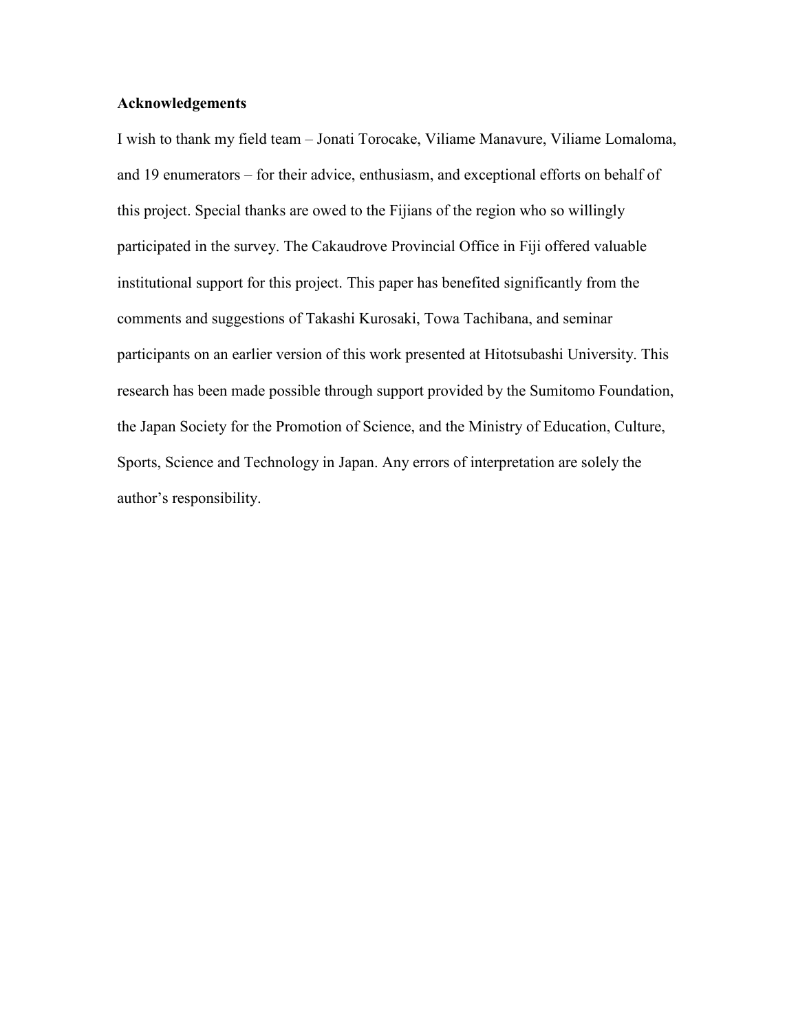**Acknowledgements**

I wish to thank my field team – Jonati Torocake, Viliame Manavure, Viliame Lomaloma, and 19 enumerators – for their advice, enthusiasm, and exceptional efforts on behalf of this project. Special thanks are owed to the Fijians of the region who so willingly participated in the survey. The Cakaudrove Provincial Office in Fiji offered valuable institutional support for this project. This paper has benefited significantly from the comments and suggestions of Takashi Kurosaki, Towa Tachibana, and seminar participants on an earlier version of this work presented at Hitotsubashi University. This research has been made possible through support provided by the Sumitomo Foundation, the Japan Society for the Promotion of Science, and the Ministry of Education, Culture, Sports, Science and Technology in Japan. Any errors of interpretation are solely the author's responsibility.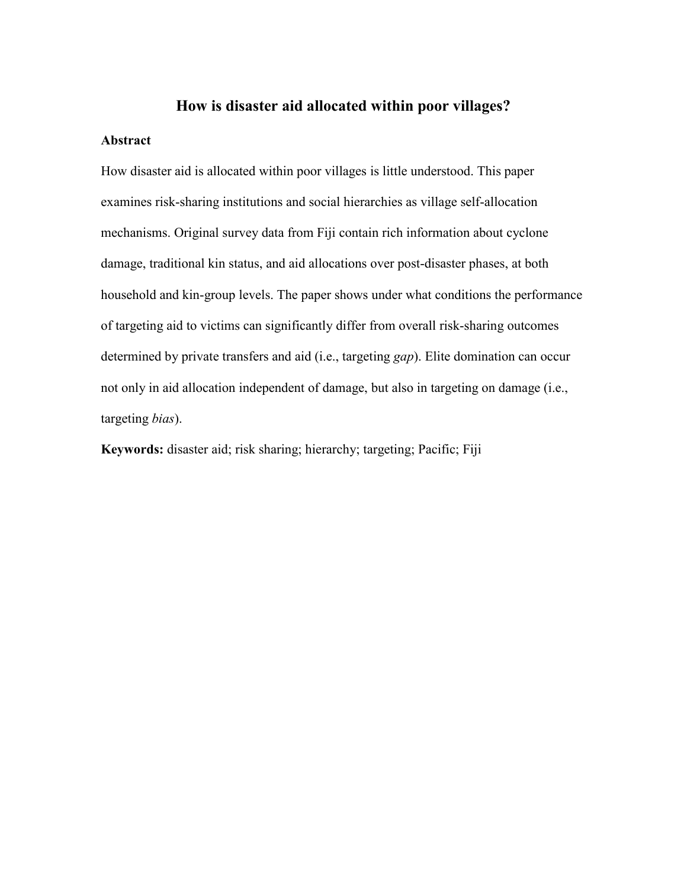# How is disaster aid allocated within poor villages?

**Abstract**

How disaster aid is allocated within poor villages is little understood. This paper examines risk-sharing institutions and social hierarchies as village self-allocation mechanisms. Original survey data from Fiji contain rich information about cyclone damage, traditional kin status, and aid allocations over post-disaster phases, at both household and kin-group levels. The paper shows under what conditions the performance of targeting aid to victims can significantly differ from overall risk-sharing outcomes determined by private transfers and aid (i.e., targeting *gap*). Elite domination can occur not only in aid allocation independent of damage, but also in targeting on damage (i.e., targeting *bias*).

**Keywords:** disaster aid; risk sharing; hierarchy; targeting; Pacific; Fiji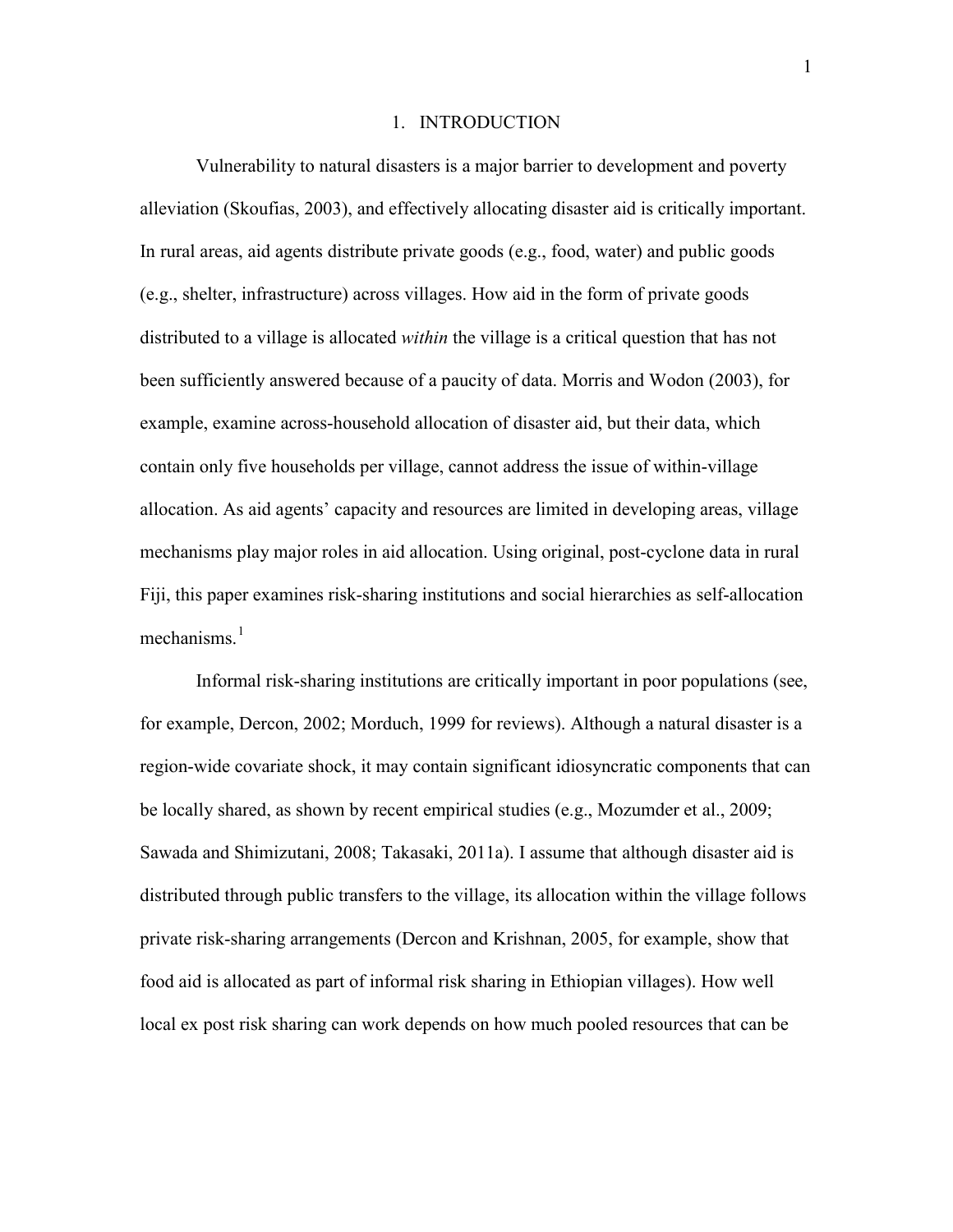# 1. INTRODUCTION

Vulnerability to natural disasters is a major barrier to development and poverty alleviation (Skoufias, 2003), and effectively allocating disaster aid is critically important. In rural areas, aid agents distribute private goods (e.g., food, water) and public goods (e.g., shelter, infrastructure) across villages. How aid in the form of private goods distributed to a village is allocated *within* the village is a critical question that has not been sufficiently answered because of a paucity of data. Morris and Wodon (2003), for example, examine across-household allocation of disaster aid, but their data, which contain only five households per village, cannot address the issue of within-village allocation. As aid agents' capacity and resources are limited in developing areas, village mechanisms play major roles in aid allocation. Using original, post-cyclone data in rural Fiji, this paper examines risk-sharing institutions and social hierarchies as self-allocation mechanisms.[1]

Informal risk-sharing institutions are critically important in poor populations (see, for example, Dercon, 2002; Morduch, 1999 for reviews). Although a natural disaster is a region-wide covariate shock, it may contain significant idiosyncratic components that can be locally shared, as shown by recent empirical studies (e.g., Mozumder et al., 2009; Sawada and Shimizutani, 2008; Takasaki, 2011a). I assume that although disaster aid is distributed through public transfers to the village, its allocation within the village follows private risk-sharing arrangements (Dercon and Krishnan, 2005, for example, show that food aid is allocated as part of informal risk sharing in Ethiopian villages). How well local ex post risk sharing can work depends on how much pooled resources that can be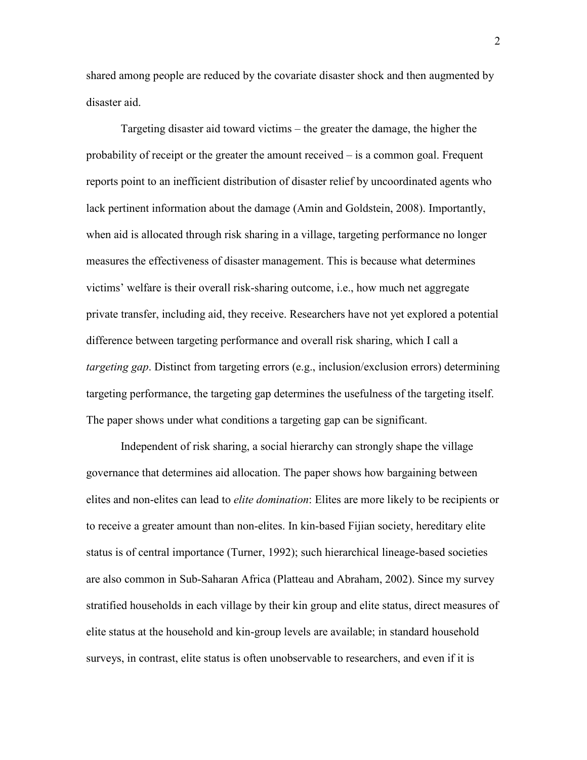shared among people are reduced by the covariate disaster shock and then augmented by disaster aid.

Targeting disaster aid toward victims – the greater the damage, the higher the probability of receipt or the greater the amount received – is a common goal. Frequent reports point to an inefficient distribution of disaster relief by uncoordinated agents who lack pertinent information about the damage (Amin and Goldstein, 2008). Importantly, when aid is allocated through risk sharing in a village, targeting performance no longer measures the effectiveness of disaster management. This is because what determines victims' welfare is their overall risk-sharing outcome, i.e., how much net aggregate private transfer, including aid, they receive. Researchers have not yet explored a potential difference between targeting performance and overall risk sharing, which I call a *targeting gap*. Distinct from targeting errors (e.g., inclusion/exclusion errors) determining targeting performance, the targeting gap determines the usefulness of the targeting itself. The paper shows under what conditions a targeting gap can be significant.

Independent of risk sharing, a social hierarchy can strongly shape the village governance that determines aid allocation. The paper shows how bargaining between elites and non-elites can lead to *elite domination*: Elites are more likely to be recipients or to receive a greater amount than non-elites. In kin-based Fijian society, hereditary elite status is of central importance (Turner, 1992); such hierarchical lineage-based societies are also common in Sub-Saharan Africa (Platteau and Abraham, 2002). Since my survey stratified households in each village by their kin group and elite status, direct measures of elite status at the household and kin-group levels are available; in standard household surveys, in contrast, elite status is often unobservable to researchers, and even if it is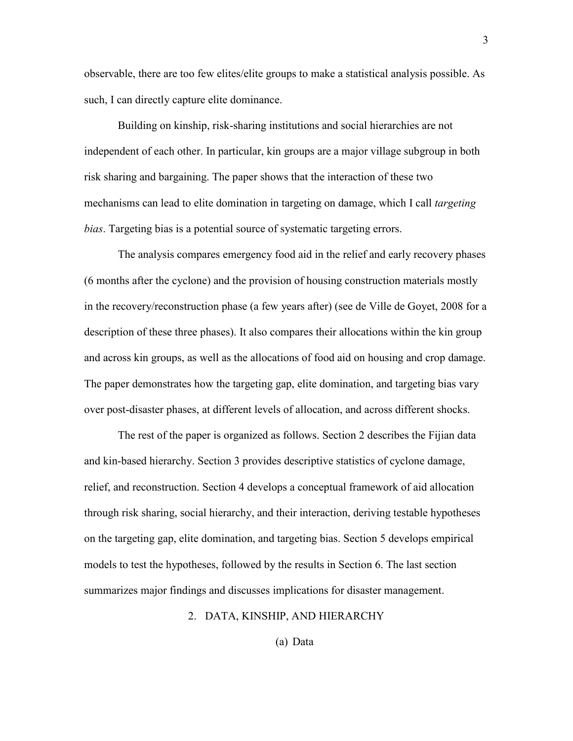observable, there are too few elites/elite groups to make a statistical analysis possible. As such, I can directly capture elite dominance.

Building on kinship, risk-sharing institutions and social hierarchies are not independent of each other. In particular, kin groups are a major village subgroup in both risk sharing and bargaining. The paper shows that the interaction of these two mechanisms can lead to elite domination in targeting on damage, which I call *targeting bias*. Targeting bias is a potential source of systematic targeting errors.

The analysis compares emergency food aid in the relief and early recovery phases (6 months after the cyclone) and the provision of housing construction materials mostly in the recovery/reconstruction phase (a few years after) (see de Ville de Goyet, 2008 for a description of these three phases). It also compares their allocations within the kin group and across kin groups, as well as the allocations of food aid on housing and crop damage. The paper demonstrates how the targeting gap, elite domination, and targeting bias vary over post-disaster phases, at different levels of allocation, and across different shocks.

The rest of the paper is organized as follows. Section 2 describes the Fijian data and kin-based hierarchy. Section 3 provides descriptive statistics of cyclone damage, relief, and reconstruction. Section 4 develops a conceptual framework of aid allocation through risk sharing, social hierarchy, and their interaction, deriving testable hypotheses on the targeting gap, elite domination, and targeting bias. Section 5 develops empirical models to test the hypotheses, followed by the results in Section 6. The last section summarizes major findings and discusses implications for disaster management.

## 2. DATA, KINSHIP, AND HIERARCHY

### (a) Data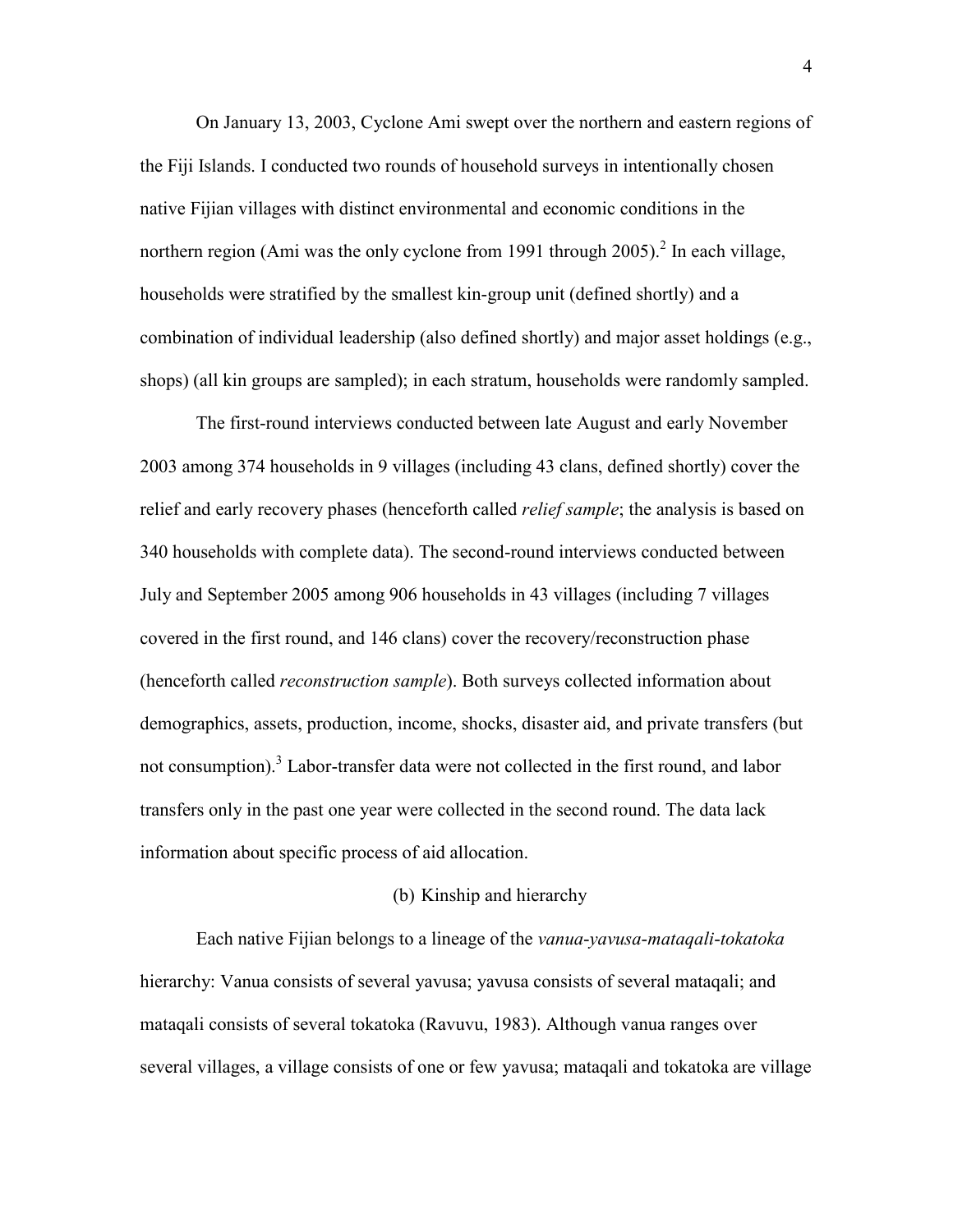On January 13, 2003, Cyclone Ami swept over the northern and eastern regions of the Fiji Islands. I conducted two rounds of household surveys in intentionally chosen native Fijian villages with distinct environmental and economic conditions in the northern region (Ami was the only cyclone from 1991 through 2005).[2] In each village, households were stratified by the smallest kin-group unit (defined shortly) and a combination of individual leadership (also defined shortly) and major asset holdings (e.g., shops) (all kin groups are sampled); in each stratum, households were randomly sampled.

The first-round interviews conducted between late August and early November 2003 among 374 households in 9 villages (including 43 clans, defined shortly) cover the relief and early recovery phases (henceforth called *relief sample*; the analysis is based on 340 households with complete data). The second-round interviews conducted between July and September 2005 among 906 households in 43 villages (including 7 villages covered in the first round, and 146 clans) cover the recovery/reconstruction phase (henceforth called *reconstruction sample*). Both surveys collected information about demographics, assets, production, income, shocks, disaster aid, and private transfers (but not consumption).[3] Labor-transfer data were not collected in the first round, and labor transfers only in the past one year were collected in the second round. The data lack information about specific process of aid allocation.

### (b) Kinship and hierarchy

Each native Fijian belongs to a lineage of the *vanua-yavusa-mataqali-tokatoka* hierarchy: Vanua consists of several yavusa; yavusa consists of several mataqali; and mataqali consists of several tokatoka (Ravuvu, 1983). Although vanua ranges over several villages, a village consists of one or few yavusa; mataqali and tokatoka are village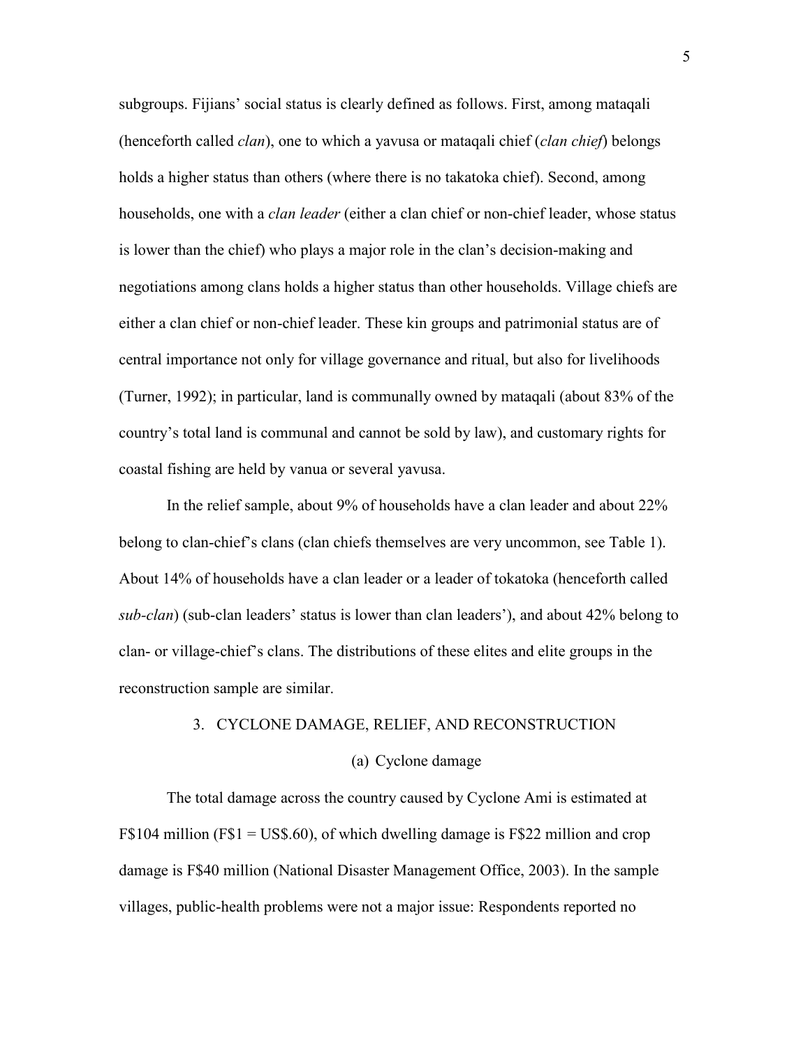subgroups. Fijians' social status is clearly defined as follows. First, among mataqali (henceforth called *clan*), one to which a yavusa or mataqali chief (*clan chief*) belongs holds a higher status than others (where there is no takatoka chief). Second, among households, one with a *clan leader* (either a clan chief or non-chief leader, whose status is lower than the chief) who plays a major role in the clan's decision-making and negotiations among clans holds a higher status than other households. Village chiefs are either a clan chief or non-chief leader. These kin groups and patrimonial status are of central importance not only for village governance and ritual, but also for livelihoods (Turner, 1992); in particular, land is communally owned by mataqali (about 83% of the country's total land is communal and cannot be sold by law), and customary rights for coastal fishing are held by vanua or several yavusa.

In the relief sample, about 9% of households have a clan leader and about 22% belong to clan-chief's clans (clan chiefs themselves are very uncommon, see Table 1). About 14% of households have a clan leader or a leader of tokatoka (henceforth called *sub-clan*) (sub-clan leaders' status is lower than clan leaders'), and about 42% belong to clan- or village-chief's clans. The distributions of these elites and elite groups in the reconstruction sample are similar.

## 3. CYCLONE DAMAGE, RELIEF, AND RECONSTRUCTION

### (a) Cyclone damage

The total damage across the country caused by Cyclone Ami is estimated at F\$104 million (F\$1 = US\$.60), of which dwelling damage is F\$22 million and crop damage is F\$40 million (National Disaster Management Office, 2003). In the sample villages, public-health problems were not a major issue: Respondents reported no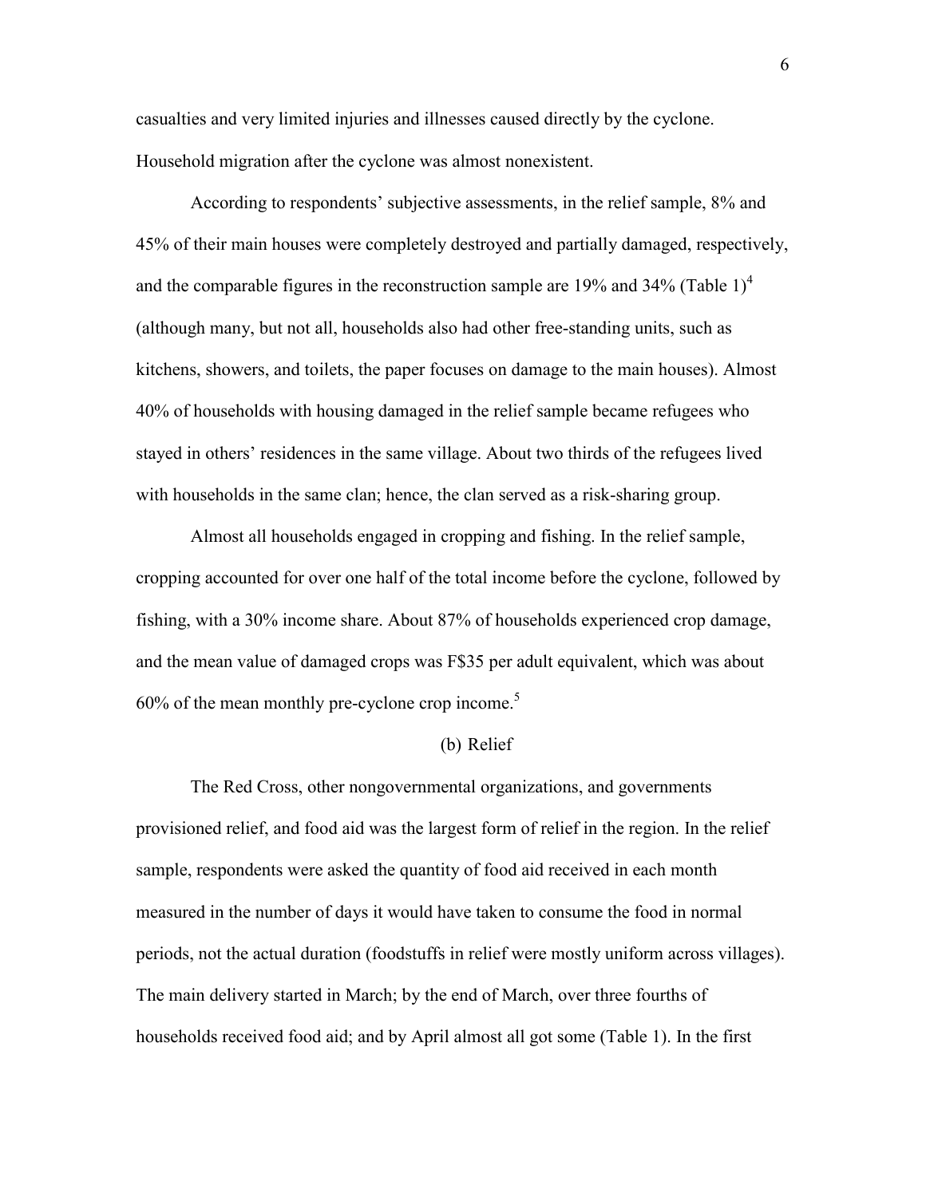casualties and very limited injuries and illnesses caused directly by the cyclone. Household migration after the cyclone was almost nonexistent.

According to respondents' subjective assessments, in the relief sample, 8% and 45% of their main houses were completely destroyed and partially damaged, respectively, and the comparable figures in the reconstruction sample are 19% and 34% (Table 1)[4] (although many, but not all, households also had other free-standing units, such as kitchens, showers, and toilets, the paper focuses on damage to the main houses). Almost 40% of households with housing damaged in the relief sample became refugees who stayed in others' residences in the same village. About two thirds of the refugees lived with households in the same clan; hence, the clan served as a risk-sharing group.

Almost all households engaged in cropping and fishing. In the relief sample, cropping accounted for over one half of the total income before the cyclone, followed by fishing, with a 30% income share. About 87% of households experienced crop damage, and the mean value of damaged crops was F$35 per adult equivalent, which was about 60% of the mean monthly pre-cyclone crop income.[5]

### (b) Relief

The Red Cross, other nongovernmental organizations, and governments provisioned relief, and food aid was the largest form of relief in the region. In the relief sample, respondents were asked the quantity of food aid received in each month measured in the number of days it would have taken to consume the food in normal periods, not the actual duration (foodstuffs in relief were mostly uniform across villages). The main delivery started in March; by the end of March, over three fourths of households received food aid; and by April almost all got some (Table 1). In the first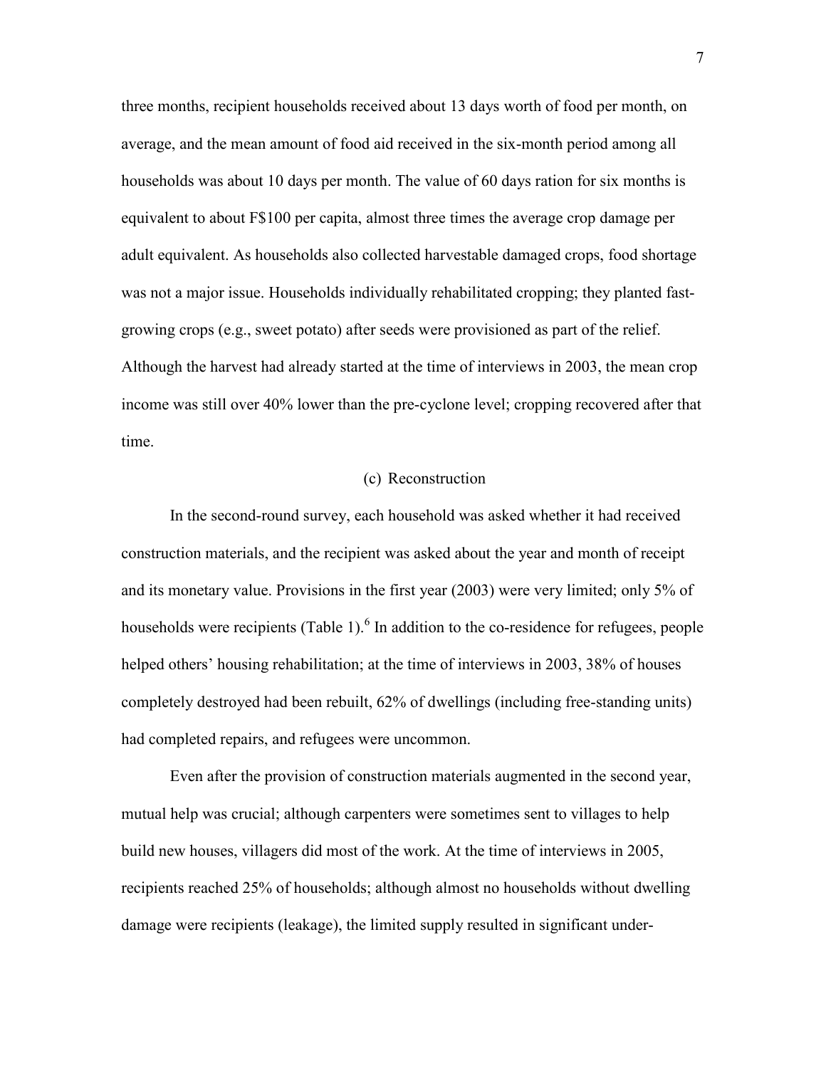three months, recipient households received about 13 days worth of food per month, on average, and the mean amount of food aid received in the six-month period among all households was about 10 days per month. The value of 60 days ration for six months is equivalent to about F$100 per capita, almost three times the average crop damage per adult equivalent. As households also collected harvestable damaged crops, food shortage was not a major issue. Households individually rehabilitated cropping; they planted fast-growing crops (e.g., sweet potato) after seeds were provisioned as part of the relief. Although the harvest had already started at the time of interviews in 2003, the mean crop income was still over 40% lower than the pre-cyclone level; cropping recovered after that time.

### (c) Reconstruction

In the second-round survey, each household was asked whether it had received construction materials, and the recipient was asked about the year and month of receipt and its monetary value. Provisions in the first year (2003) were very limited; only 5% of households were recipients (Table 1).[6] In addition to the co-residence for refugees, people helped others' housing rehabilitation; at the time of interviews in 2003, 38% of houses completely destroyed had been rebuilt, 62% of dwellings (including free-standing units) had completed repairs, and refugees were uncommon.

Even after the provision of construction materials augmented in the second year, mutual help was crucial; although carpenters were sometimes sent to villages to help build new houses, villagers did most of the work. At the time of interviews in 2005, recipients reached 25% of households; although almost no households without dwelling damage were recipients (leakage), the limited supply resulted in significant under-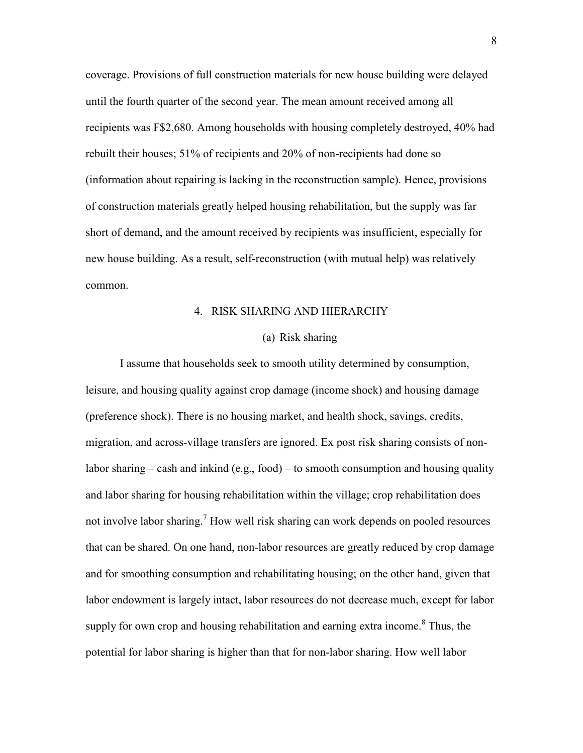coverage. Provisions of full construction materials for new house building were delayed until the fourth quarter of the second year. The mean amount received among all recipients was F$2,680. Among households with housing completely destroyed, 40% had rebuilt their houses; 51% of recipients and 20% of non-recipients had done so (information about repairing is lacking in the reconstruction sample). Hence, provisions of construction materials greatly helped housing rehabilitation, but the supply was far short of demand, and the amount received by recipients was insufficient, especially for new house building. As a result, self-reconstruction (with mutual help) was relatively common.

## 4. RISK SHARING AND HIERARCHY

### (a) Risk sharing

I assume that households seek to smooth utility determined by consumption, leisure, and housing quality against crop damage (income shock) and housing damage (preference shock). There is no housing market, and health shock, savings, credits, migration, and across-village transfers are ignored. Ex post risk sharing consists of non-labor sharing – cash and inkind (e.g., food) – to smooth consumption and housing quality and labor sharing for housing rehabilitation within the village; crop rehabilitation does not involve labor sharing.[7] How well risk sharing can work depends on pooled resources that can be shared. On one hand, non-labor resources are greatly reduced by crop damage and for smoothing consumption and rehabilitating housing; on the other hand, given that labor endowment is largely intact, labor resources do not decrease much, except for labor supply for own crop and housing rehabilitation and earning extra income.[8] Thus, the potential for labor sharing is higher than that for non-labor sharing. How well labor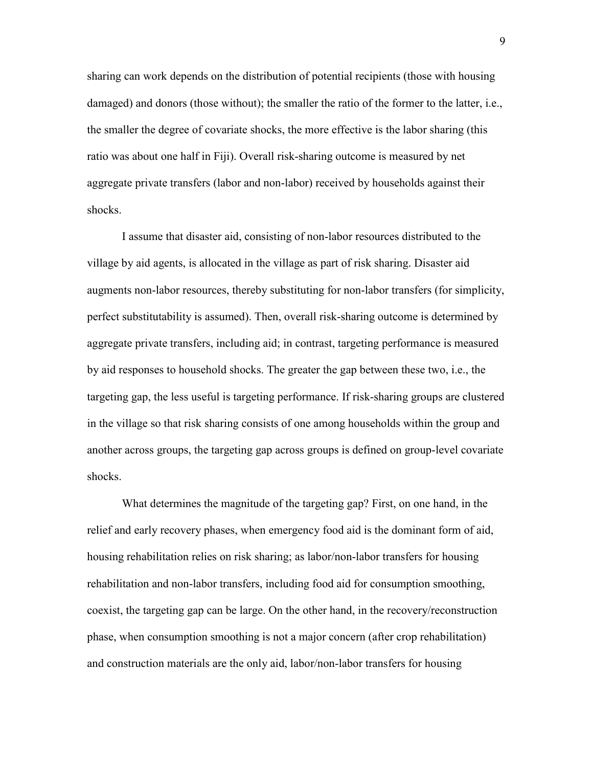sharing can work depends on the distribution of potential recipients (those with housing damaged) and donors (those without); the smaller the ratio of the former to the latter, i.e., the smaller the degree of covariate shocks, the more effective is the labor sharing (this ratio was about one half in Fiji). Overall risk-sharing outcome is measured by net aggregate private transfers (labor and non-labor) received by households against their shocks.

I assume that disaster aid, consisting of non-labor resources distributed to the village by aid agents, is allocated in the village as part of risk sharing. Disaster aid augments non-labor resources, thereby substituting for non-labor transfers (for simplicity, perfect substitutability is assumed). Then, overall risk-sharing outcome is determined by aggregate private transfers, including aid; in contrast, targeting performance is measured by aid responses to household shocks. The greater the gap between these two, i.e., the targeting gap, the less useful is targeting performance. If risk-sharing groups are clustered in the village so that risk sharing consists of one among households within the group and another across groups, the targeting gap across groups is defined on group-level covariate shocks.

What determines the magnitude of the targeting gap? First, on one hand, in the relief and early recovery phases, when emergency food aid is the dominant form of aid, housing rehabilitation relies on risk sharing; as labor/non-labor transfers for housing rehabilitation and non-labor transfers, including food aid for consumption smoothing, coexist, the targeting gap can be large. On the other hand, in the recovery/reconstruction phase, when consumption smoothing is not a major concern (after crop rehabilitation) and construction materials are the only aid, labor/non-labor transfers for housing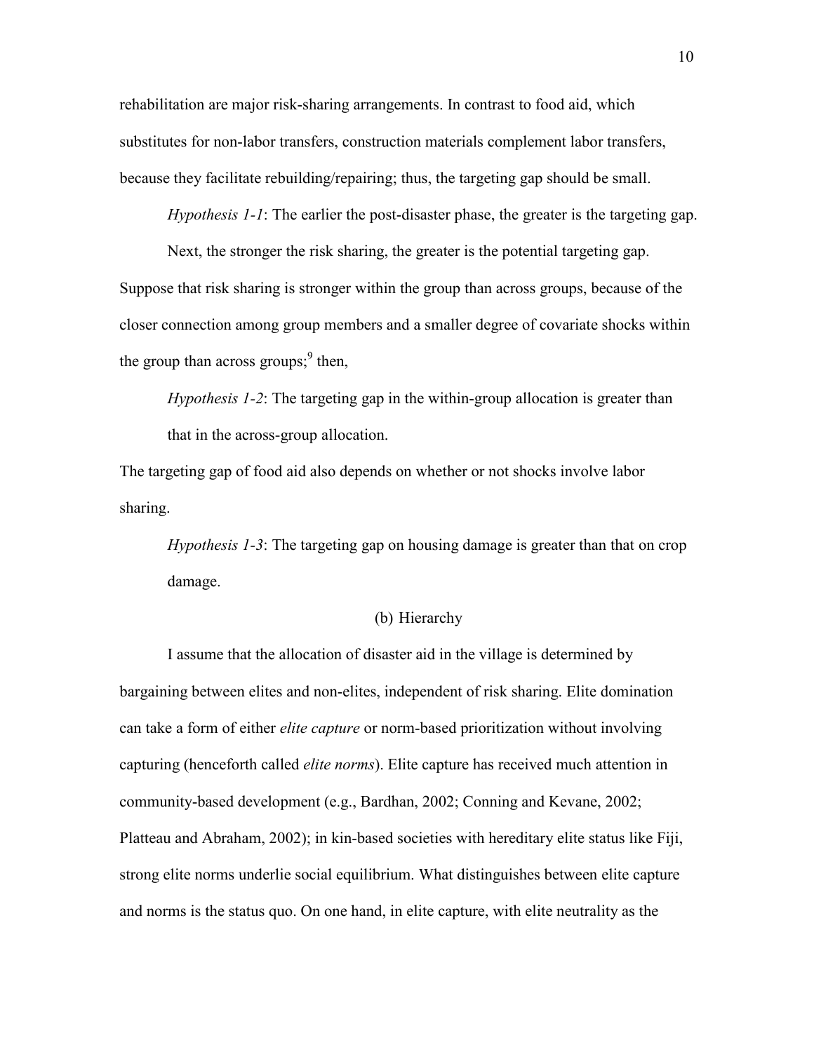rehabilitation are major risk-sharing arrangements. In contrast to food aid, which substitutes for non-labor transfers, construction materials complement labor transfers, because they facilitate rebuilding/repairing; thus, the targeting gap should be small.

*Hypothesis 1-1*: The earlier the post-disaster phase, the greater is the targeting gap.

Next, the stronger the risk sharing, the greater is the potential targeting gap. Suppose that risk sharing is stronger within the group than across groups, because of the closer connection among group members and a smaller degree of covariate shocks within the group than across groups;[9] then,

> *Hypothesis 1-2*: The targeting gap in the within-group allocation is greater than that in the across-group allocation.

The targeting gap of food aid also depends on whether or not shocks involve labor sharing.

> *Hypothesis 1-3*: The targeting gap on housing damage is greater than that on crop damage.

### (b) Hierarchy

I assume that the allocation of disaster aid in the village is determined by bargaining between elites and non-elites, independent of risk sharing. Elite domination can take a form of either *elite capture* or norm-based prioritization without involving capturing (henceforth called *elite norms*). Elite capture has received much attention in community-based development (e.g., Bardhan, 2002; Conning and Kevane, 2002; Platteau and Abraham, 2002); in kin-based societies with hereditary elite status like Fiji, strong elite norms underlie social equilibrium. What distinguishes between elite capture and norms is the status quo. On one hand, in elite capture, with elite neutrality as the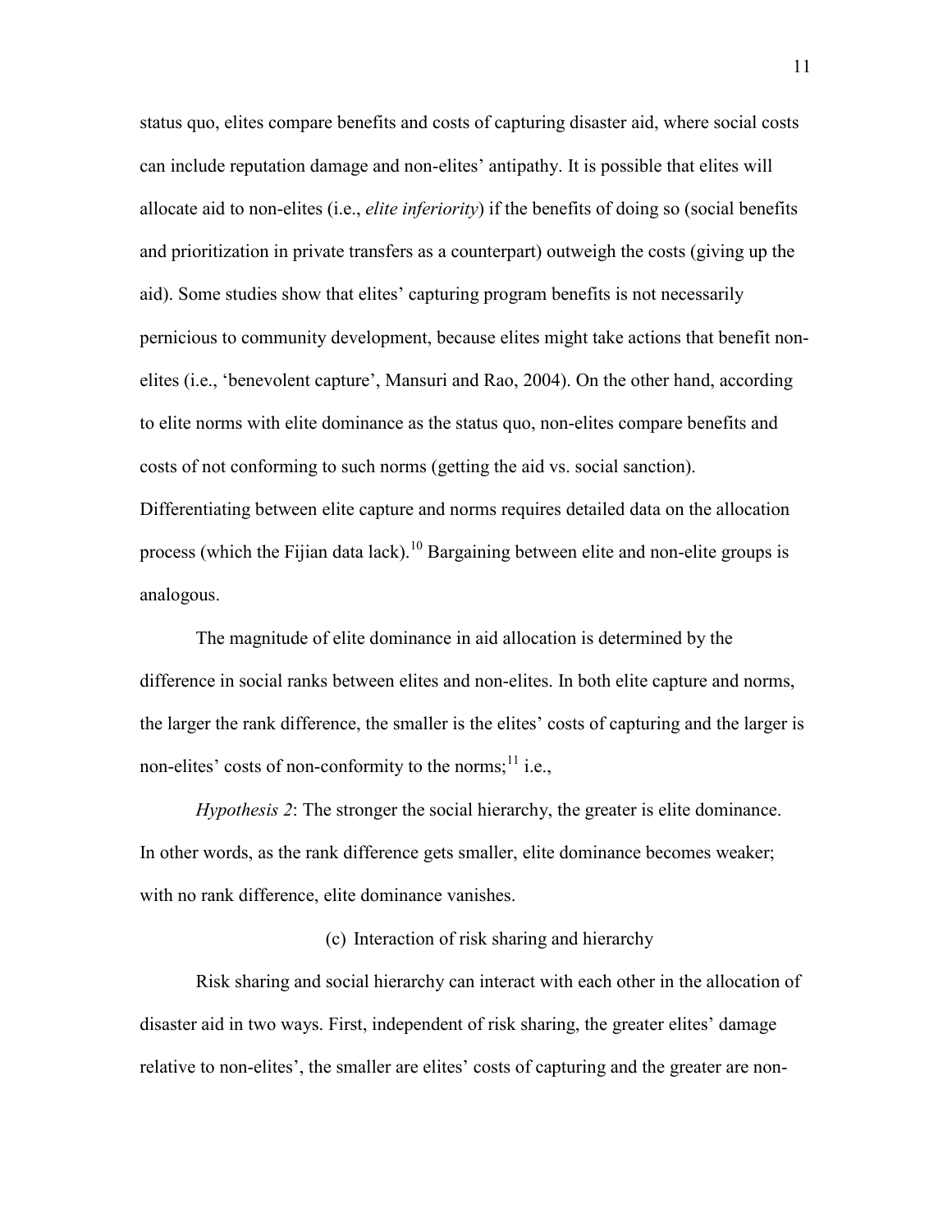status quo, elites compare benefits and costs of capturing disaster aid, where social costs can include reputation damage and non-elites' antipathy. It is possible that elites will allocate aid to non-elites (i.e., *elite inferiority*) if the benefits of doing so (social benefits and prioritization in private transfers as a counterpart) outweigh the costs (giving up the aid). Some studies show that elites' capturing program benefits is not necessarily pernicious to community development, because elites might take actions that benefit non-elites (i.e., 'benevolent capture', Mansuri and Rao, 2004). On the other hand, according to elite norms with elite dominance as the status quo, non-elites compare benefits and costs of not conforming to such norms (getting the aid vs. social sanction). Differentiating between elite capture and norms requires detailed data on the allocation process (which the Fijian data lack).[10] Bargaining between elite and non-elite groups is analogous.

The magnitude of elite dominance in aid allocation is determined by the difference in social ranks between elites and non-elites. In both elite capture and norms, the larger the rank difference, the smaller is the elites' costs of capturing and the larger is non-elites' costs of non-conformity to the norms;[11] i.e.,

*Hypothesis 2*: The stronger the social hierarchy, the greater is elite dominance. In other words, as the rank difference gets smaller, elite dominance becomes weaker; with no rank difference, elite dominance vanishes.

### (c) Interaction of risk sharing and hierarchy

Risk sharing and social hierarchy can interact with each other in the allocation of disaster aid in two ways. First, independent of risk sharing, the greater elites' damage relative to non-elites', the smaller are elites' costs of capturing and the greater are non-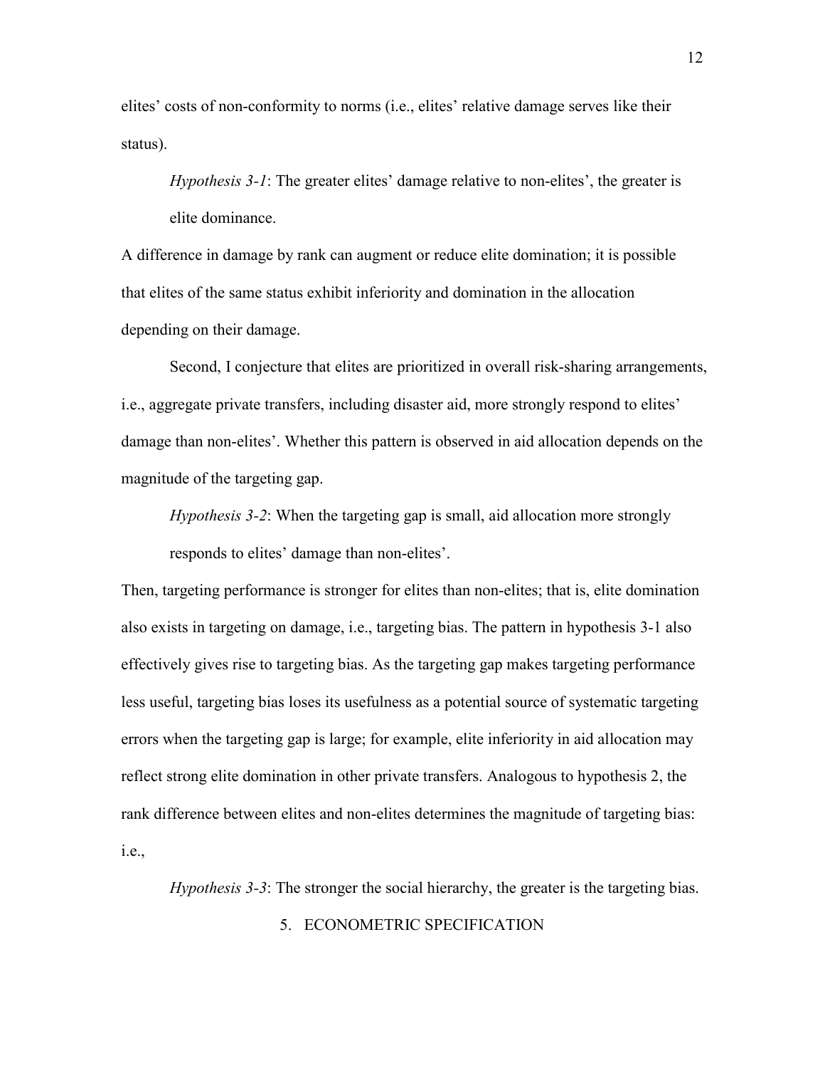elites' costs of non-conformity to norms (i.e., elites' relative damage serves like their status).

> *Hypothesis 3-1*: The greater elites' damage relative to non-elites', the greater is elite dominance.

A difference in damage by rank can augment or reduce elite domination; it is possible that elites of the same status exhibit inferiority and domination in the allocation depending on their damage.

Second, I conjecture that elites are prioritized in overall risk-sharing arrangements, i.e., aggregate private transfers, including disaster aid, more strongly respond to elites' damage than non-elites'. Whether this pattern is observed in aid allocation depends on the magnitude of the targeting gap.

> *Hypothesis 3-2*: When the targeting gap is small, aid allocation more strongly responds to elites' damage than non-elites'.

Then, targeting performance is stronger for elites than non-elites; that is, elite domination also exists in targeting on damage, i.e., targeting bias. The pattern in hypothesis 3-1 also effectively gives rise to targeting bias. As the targeting gap makes targeting performance less useful, targeting bias loses its usefulness as a potential source of systematic targeting errors when the targeting gap is large; for example, elite inferiority in aid allocation may reflect strong elite domination in other private transfers. Analogous to hypothesis 2, the rank difference between elites and non-elites determines the magnitude of targeting bias: i.e.,

> *Hypothesis 3-3*: The stronger the social hierarchy, the greater is the targeting bias.

## 5. ECONOMETRIC SPECIFICATION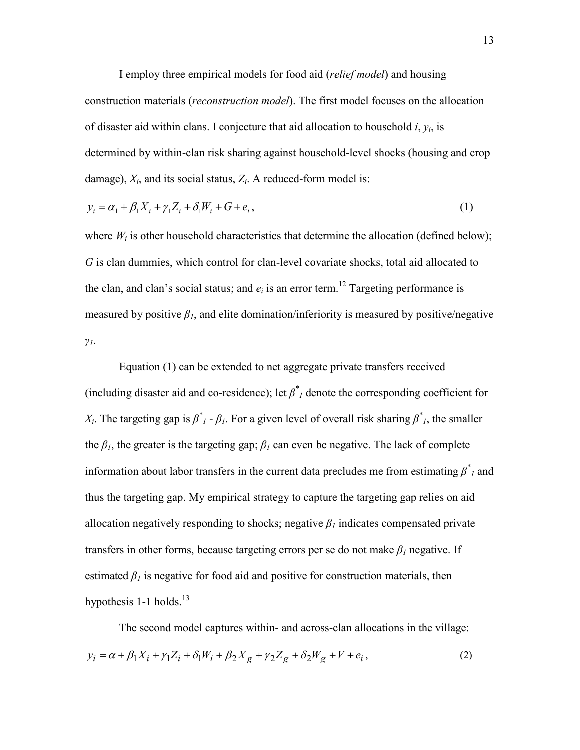I employ three empirical models for food aid (*relief model*) and housing construction materials (*reconstruction model*). The first model focuses on the allocation of disaster aid within clans. I conjecture that aid allocation to household $i$, $y_i$, is determined by within-clan risk sharing against household-level shocks (housing and crop damage), $X_i$, and its social status, $Z_i$. A reduced-form model is:

$$y_i = \alpha_1 + \beta_1 X_i + \gamma_1 Z_i + \delta_1 W_i + G + e_i, \quad (1)$$

where $W_i$ is other household characteristics that determine the allocation (defined below); $G$ is clan dummies, which control for clan-level covariate shocks, total aid allocated to the clan, and clan's social status; and $e_i$ is an error term.[12] Targeting performance is measured by positive $\beta_1$, and elite domination/inferiority is measured by positive/negative $\gamma_1$.

Equation (1) can be extended to net aggregate private transfers received (including disaster aid and co-residence); let $\beta^*_1$ denote the corresponding coefficient for $X_i$. The targeting gap is $\beta^*_1 - \beta_1$. For a given level of overall risk sharing $\beta^*_1$, the smaller the $\beta_1$, the greater is the targeting gap; $\beta_1$ can even be negative. The lack of complete information about labor transfers in the current data precludes me from estimating $\beta^*_1$ and thus the targeting gap. My empirical strategy to capture the targeting gap relies on aid allocation negatively responding to shocks; negative $\beta_1$ indicates compensated private transfers in other forms, because targeting errors per se do not make $\beta_1$ negative. If estimated $\beta_1$ is negative for food aid and positive for construction materials, then hypothesis 1-1 holds.[13]

The second model captures within- and across-clan allocations in the village:

$$y_i = \alpha + \beta_1 X_i + \gamma_1 Z_i + \delta_1 W_i + \beta_2 X_g + \gamma_2 Z_g + \delta_2 W_g + V + e_i, \quad (2)$$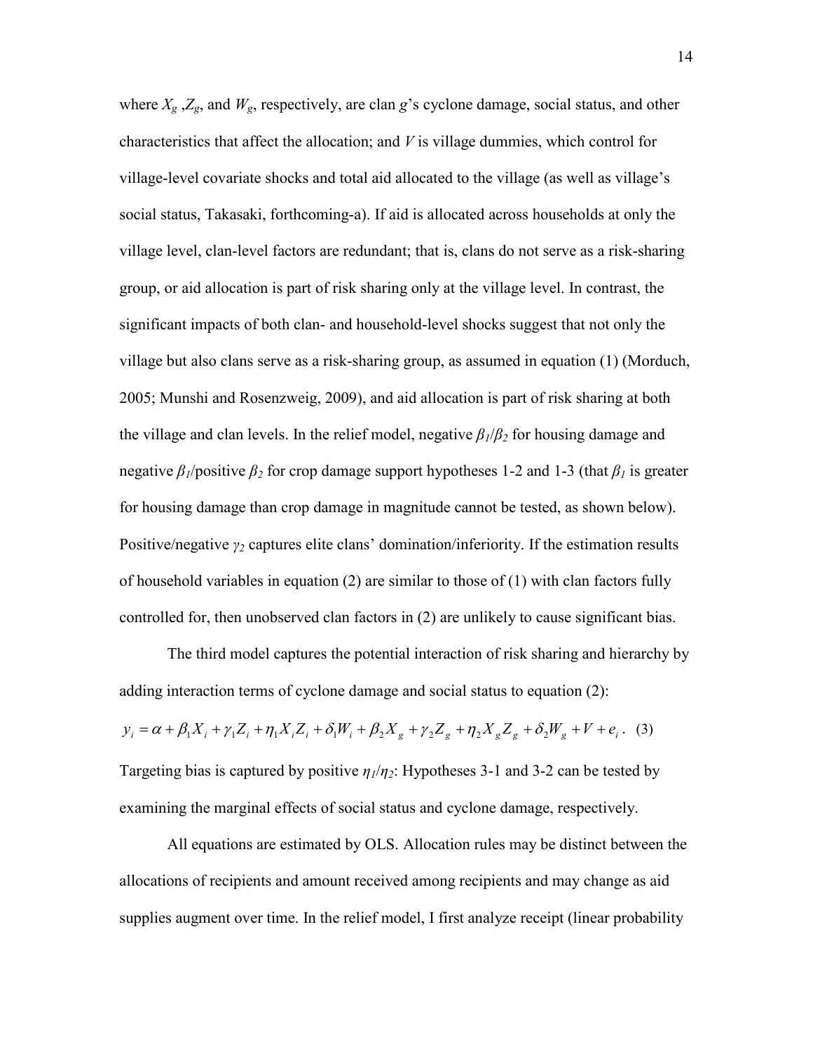where $X_g$ ,$Z_g$, and $W_g$, respectively, are clan $g$'s cyclone damage, social status, and other characteristics that affect the allocation; and $V$ is village dummies, which control for village-level covariate shocks and total aid allocated to the village (as well as village's social status, Takasaki, forthcoming-a). If aid is allocated across households at only the village level, clan-level factors are redundant; that is, clans do not serve as a risk-sharing group, or aid allocation is part of risk sharing only at the village level. In contrast, the significant impacts of both clan- and household-level shocks suggest that not only the village but also clans serve as a risk-sharing group, as assumed in equation (1) (Morduch, 2005; Munshi and Rosenzweig, 2009), and aid allocation is part of risk sharing at both the village and clan levels. In the relief model, negative $\beta_1/\beta_2$ for housing damage and negative $\beta_1$/positive $\beta_2$ for crop damage support hypotheses 1-2 and 1-3 (that $\beta_1$ is greater for housing damage than crop damage in magnitude cannot be tested, as shown below). Positive/negative $\gamma_2$ captures elite clans' domination/inferiority. If the estimation results of household variables in equation (2) are similar to those of (1) with clan factors fully controlled for, then unobserved clan factors in (2) are unlikely to cause significant bias.

The third model captures the potential interaction of risk sharing and hierarchy by adding interaction terms of cyclone damage and social status to equation (2):

$$y_i = \alpha + \beta_1 X_i + \gamma_1 Z_i + \eta_1 X_i Z_i + \delta_1 W_i + \beta_2 X_g + \gamma_2 Z_g + \eta_2 X_g Z_g + \delta_2 W_g + V + e_i . \quad (3)$$

Targeting bias is captured by positive $\eta_1/\eta_2$: Hypotheses 3-1 and 3-2 can be tested by examining the marginal effects of social status and cyclone damage, respectively.

All equations are estimated by OLS. Allocation rules may be distinct between the allocations of recipients and amount received among recipients and may change as aid supplies augment over time. In the relief model, I first analyze receipt (linear probability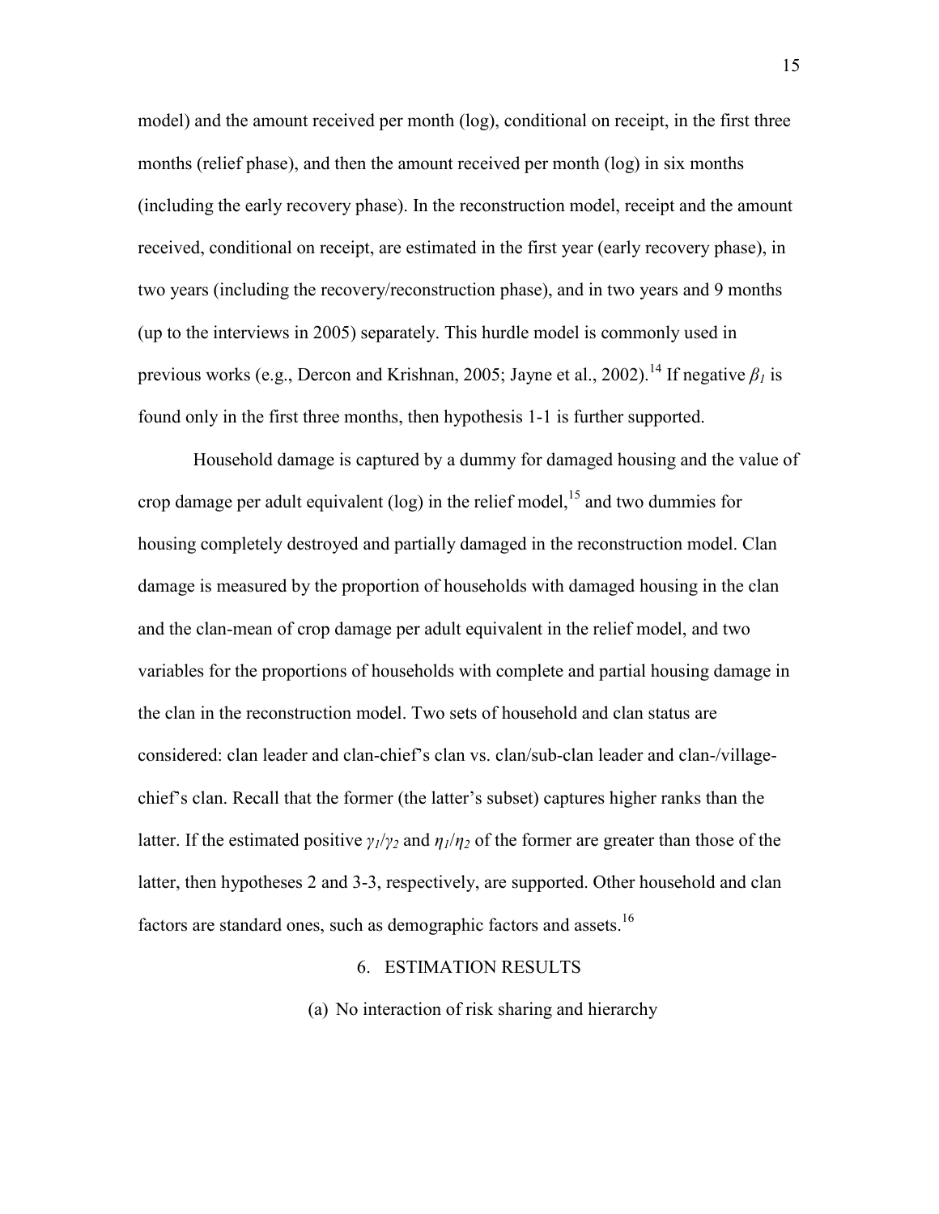model) and the amount received per month (log), conditional on receipt, in the first three months (relief phase), and then the amount received per month (log) in six months (including the early recovery phase). In the reconstruction model, receipt and the amount received, conditional on receipt, are estimated in the first year (early recovery phase), in two years (including the recovery/reconstruction phase), and in two years and 9 months (up to the interviews in 2005) separately. This hurdle model is commonly used in previous works (e.g., Dercon and Krishnan, 2005; Jayne et al., 2002).[14] If negative $\beta_1$ is found only in the first three months, then hypothesis 1-1 is further supported.

Household damage is captured by a dummy for damaged housing and the value of crop damage per adult equivalent (log) in the relief model,[15] and two dummies for housing completely destroyed and partially damaged in the reconstruction model. Clan damage is measured by the proportion of households with damaged housing in the clan and the clan-mean of crop damage per adult equivalent in the relief model, and two variables for the proportions of households with complete and partial housing damage in the clan in the reconstruction model. Two sets of household and clan status are considered: clan leader and clan-chief's clan vs. clan/sub-clan leader and clan-/village-chief's clan. Recall that the former (the latter's subset) captures higher ranks than the latter. If the estimated positive $\gamma_1/\gamma_2$ and $\eta_1/\eta_2$ of the former are greater than those of the latter, then hypotheses 2 and 3-3, respectively, are supported. Other household and clan factors are standard ones, such as demographic factors and assets.[16]

## 6. ESTIMATION RESULTS

### (a) No interaction of risk sharing and hierarchy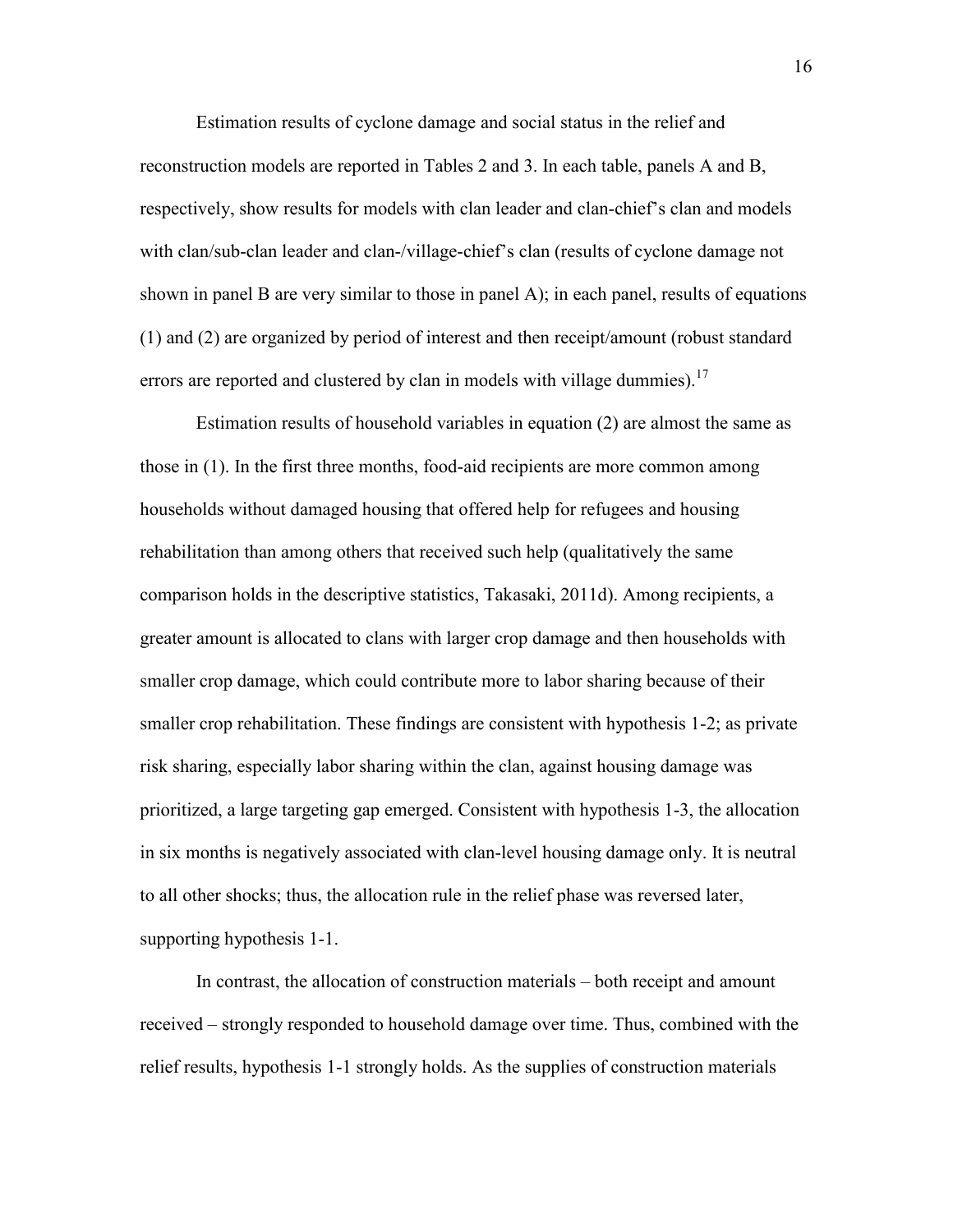Estimation results of cyclone damage and social status in the relief and reconstruction models are reported in Tables 2 and 3. In each table, panels A and B, respectively, show results for models with clan leader and clan-chief's clan and models with clan/sub-clan leader and clan-/village-chief's clan (results of cyclone damage not shown in panel B are very similar to those in panel A); in each panel, results of equations (1) and (2) are organized by period of interest and then receipt/amount (robust standard errors are reported and clustered by clan in models with village dummies).[17]

Estimation results of household variables in equation (2) are almost the same as those in (1). In the first three months, food-aid recipients are more common among households without damaged housing that offered help for refugees and housing rehabilitation than among others that received such help (qualitatively the same comparison holds in the descriptive statistics, Takasaki, 2011d). Among recipients, a greater amount is allocated to clans with larger crop damage and then households with smaller crop damage, which could contribute more to labor sharing because of their smaller crop rehabilitation. These findings are consistent with hypothesis 1-2; as private risk sharing, especially labor sharing within the clan, against housing damage was prioritized, a large targeting gap emerged. Consistent with hypothesis 1-3, the allocation in six months is negatively associated with clan-level housing damage only. It is neutral to all other shocks; thus, the allocation rule in the relief phase was reversed later, supporting hypothesis 1-1.

In contrast, the allocation of construction materials – both receipt and amount received – strongly responded to household damage over time. Thus, combined with the relief results, hypothesis 1-1 strongly holds. As the supplies of construction materials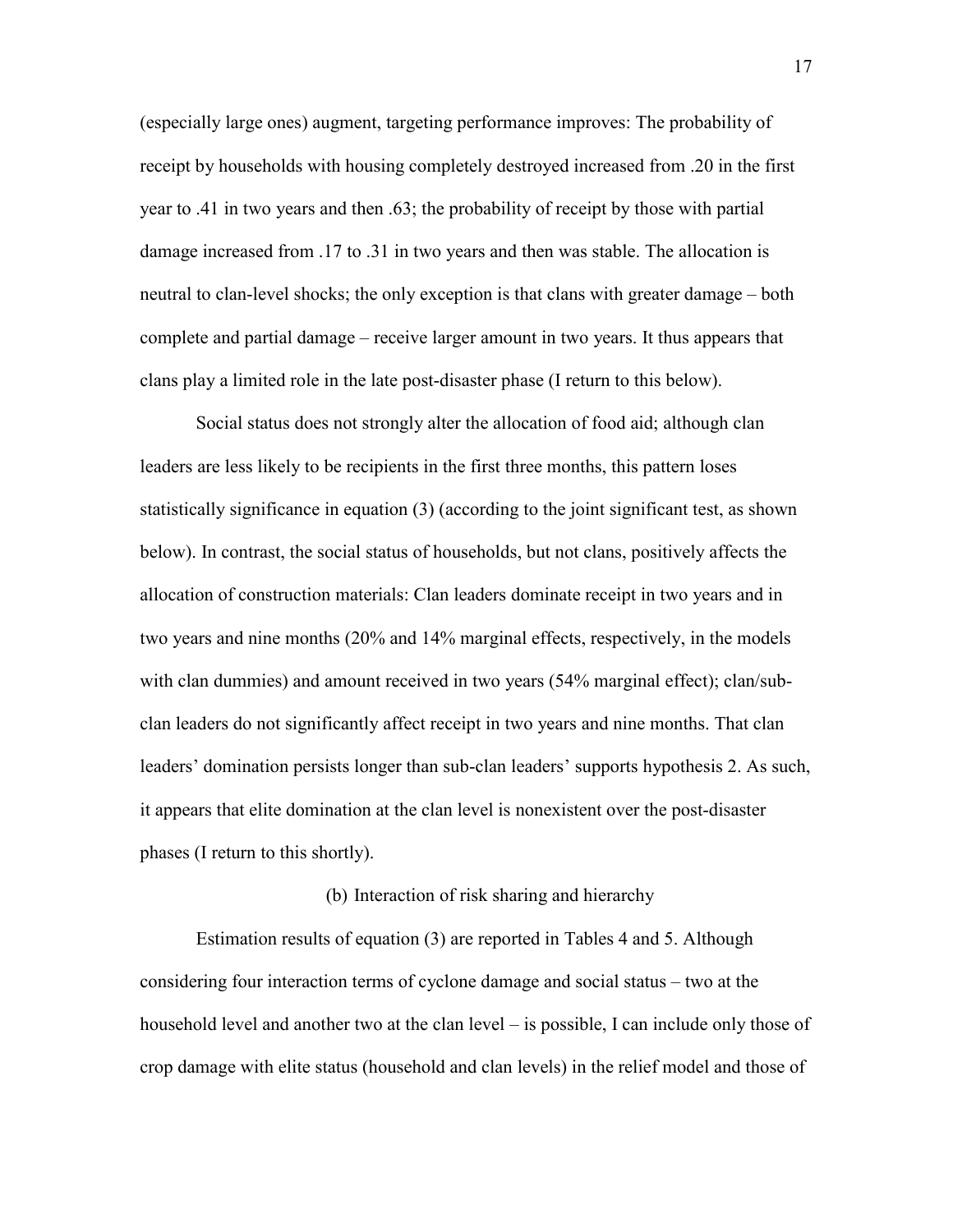(especially large ones) augment, targeting performance improves: The probability of receipt by households with housing completely destroyed increased from .20 in the first year to .41 in two years and then .63; the probability of receipt by those with partial damage increased from .17 to .31 in two years and then was stable. The allocation is neutral to clan-level shocks; the only exception is that clans with greater damage – both complete and partial damage – receive larger amount in two years. It thus appears that clans play a limited role in the late post-disaster phase (I return to this below).

Social status does not strongly alter the allocation of food aid; although clan leaders are less likely to be recipients in the first three months, this pattern loses statistically significance in equation (3) (according to the joint significant test, as shown below). In contrast, the social status of households, but not clans, positively affects the allocation of construction materials: Clan leaders dominate receipt in two years and in two years and nine months (20% and 14% marginal effects, respectively, in the models with clan dummies) and amount received in two years (54% marginal effect); clan/sub-clan leaders do not significantly affect receipt in two years and nine months. That clan leaders' domination persists longer than sub-clan leaders' supports hypothesis 2. As such, it appears that elite domination at the clan level is nonexistent over the post-disaster phases (I return to this shortly).

(b) Interaction of risk sharing and hierarchy

Estimation results of equation (3) are reported in Tables 4 and 5. Although considering four interaction terms of cyclone damage and social status – two at the household level and another two at the clan level – is possible, I can include only those of crop damage with elite status (household and clan levels) in the relief model and those of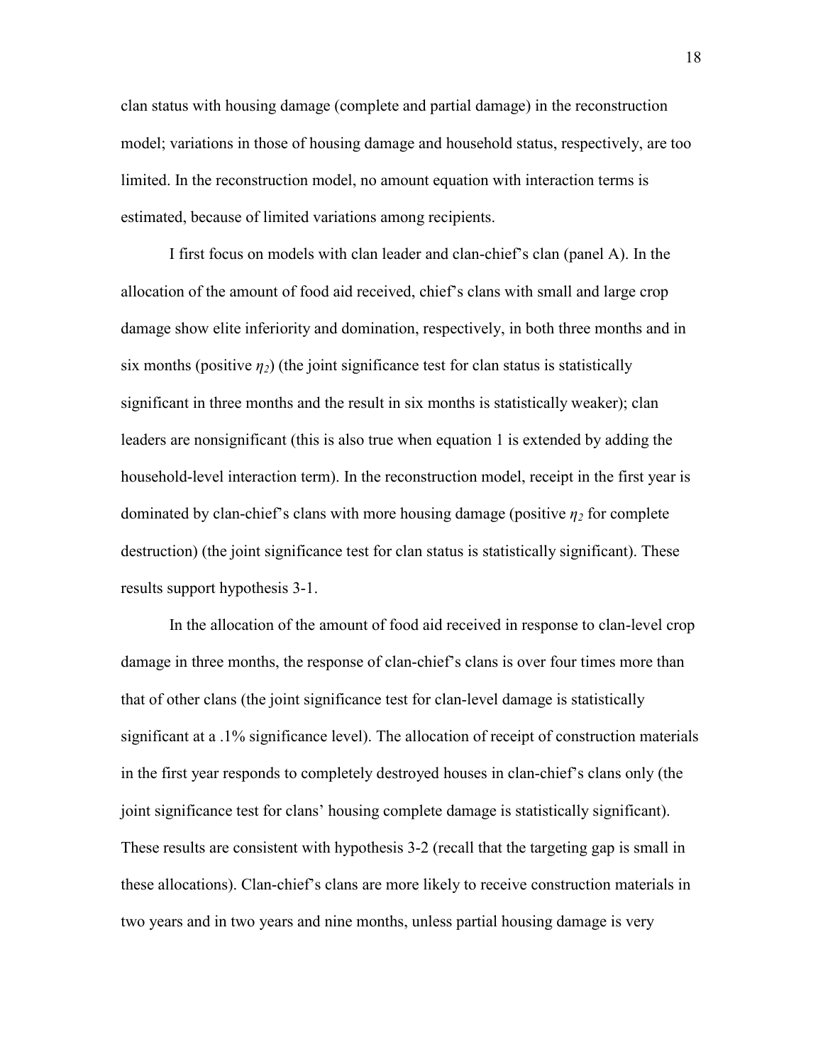clan status with housing damage (complete and partial damage) in the reconstruction model; variations in those of housing damage and household status, respectively, are too limited. In the reconstruction model, no amount equation with interaction terms is estimated, because of limited variations among recipients.

I first focus on models with clan leader and clan-chief's clan (panel A). In the allocation of the amount of food aid received, chief's clans with small and large crop damage show elite inferiority and domination, respectively, in both three months and in six months (positive $\eta_2$) (the joint significance test for clan status is statistically significant in three months and the result in six months is statistically weaker); clan leaders are nonsignificant (this is also true when equation 1 is extended by adding the household-level interaction term). In the reconstruction model, receipt in the first year is dominated by clan-chief's clans with more housing damage (positive $\eta_2$ for complete destruction) (the joint significance test for clan status is statistically significant). These results support hypothesis 3-1.

In the allocation of the amount of food aid received in response to clan-level crop damage in three months, the response of clan-chief's clans is over four times more than that of other clans (the joint significance test for clan-level damage is statistically significant at a .1% significance level). The allocation of receipt of construction materials in the first year responds to completely destroyed houses in clan-chief's clans only (the joint significance test for clans' housing complete damage is statistically significant). These results are consistent with hypothesis 3-2 (recall that the targeting gap is small in these allocations). Clan-chief's clans are more likely to receive construction materials in two years and in two years and nine months, unless partial housing damage is very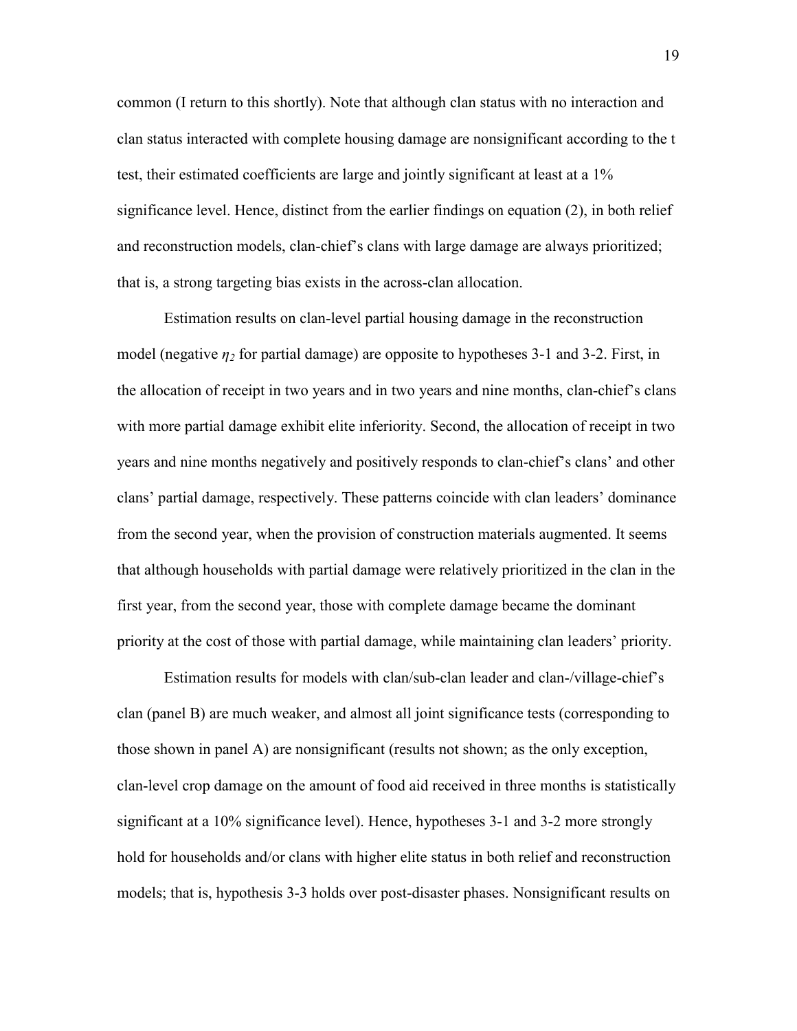common (I return to this shortly). Note that although clan status with no interaction and clan status interacted with complete housing damage are nonsignificant according to the t test, their estimated coefficients are large and jointly significant at least at a 1% significance level. Hence, distinct from the earlier findings on equation (2), in both relief and reconstruction models, clan-chief's clans with large damage are always prioritized; that is, a strong targeting bias exists in the across-clan allocation.

Estimation results on clan-level partial housing damage in the reconstruction model (negative $\eta_2$ for partial damage) are opposite to hypotheses 3-1 and 3-2. First, in the allocation of receipt in two years and in two years and nine months, clan-chief's clans with more partial damage exhibit elite inferiority. Second, the allocation of receipt in two years and nine months negatively and positively responds to clan-chief's clans' and other clans' partial damage, respectively. These patterns coincide with clan leaders' dominance from the second year, when the provision of construction materials augmented. It seems that although households with partial damage were relatively prioritized in the clan in the first year, from the second year, those with complete damage became the dominant priority at the cost of those with partial damage, while maintaining clan leaders' priority.

Estimation results for models with clan/sub-clan leader and clan-/village-chief's clan (panel B) are much weaker, and almost all joint significance tests (corresponding to those shown in panel A) are nonsignificant (results not shown; as the only exception, clan-level crop damage on the amount of food aid received in three months is statistically significant at a 10% significance level). Hence, hypotheses 3-1 and 3-2 more strongly hold for households and/or clans with higher elite status in both relief and reconstruction models; that is, hypothesis 3-3 holds over post-disaster phases. Nonsignificant results on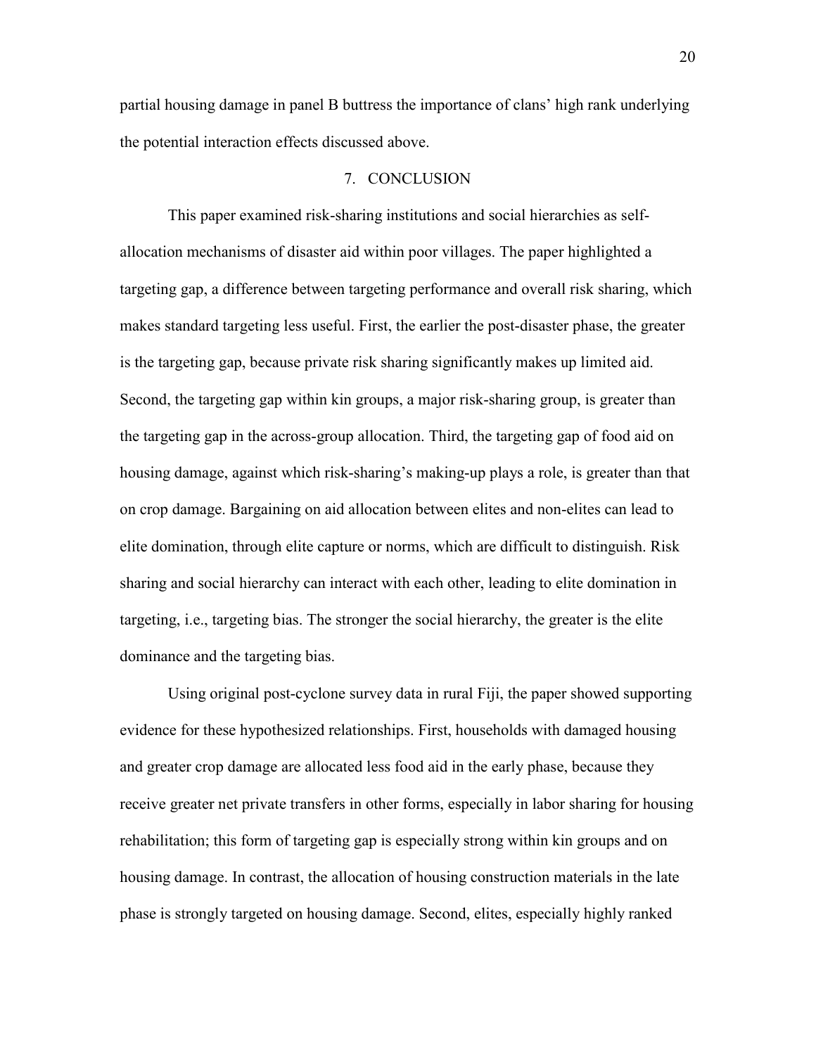partial housing damage in panel B buttress the importance of clans' high rank underlying the potential interaction effects discussed above.

## 7. CONCLUSION

This paper examined risk-sharing institutions and social hierarchies as self-allocation mechanisms of disaster aid within poor villages. The paper highlighted a targeting gap, a difference between targeting performance and overall risk sharing, which makes standard targeting less useful. First, the earlier the post-disaster phase, the greater is the targeting gap, because private risk sharing significantly makes up limited aid. Second, the targeting gap within kin groups, a major risk-sharing group, is greater than the targeting gap in the across-group allocation. Third, the targeting gap of food aid on housing damage, against which risk-sharing's making-up plays a role, is greater than that on crop damage. Bargaining on aid allocation between elites and non-elites can lead to elite domination, through elite capture or norms, which are difficult to distinguish. Risk sharing and social hierarchy can interact with each other, leading to elite domination in targeting, i.e., targeting bias. The stronger the social hierarchy, the greater is the elite dominance and the targeting bias.

Using original post-cyclone survey data in rural Fiji, the paper showed supporting evidence for these hypothesized relationships. First, households with damaged housing and greater crop damage are allocated less food aid in the early phase, because they receive greater net private transfers in other forms, especially in labor sharing for housing rehabilitation; this form of targeting gap is especially strong within kin groups and on housing damage. In contrast, the allocation of housing construction materials in the late phase is strongly targeted on housing damage. Second, elites, especially highly ranked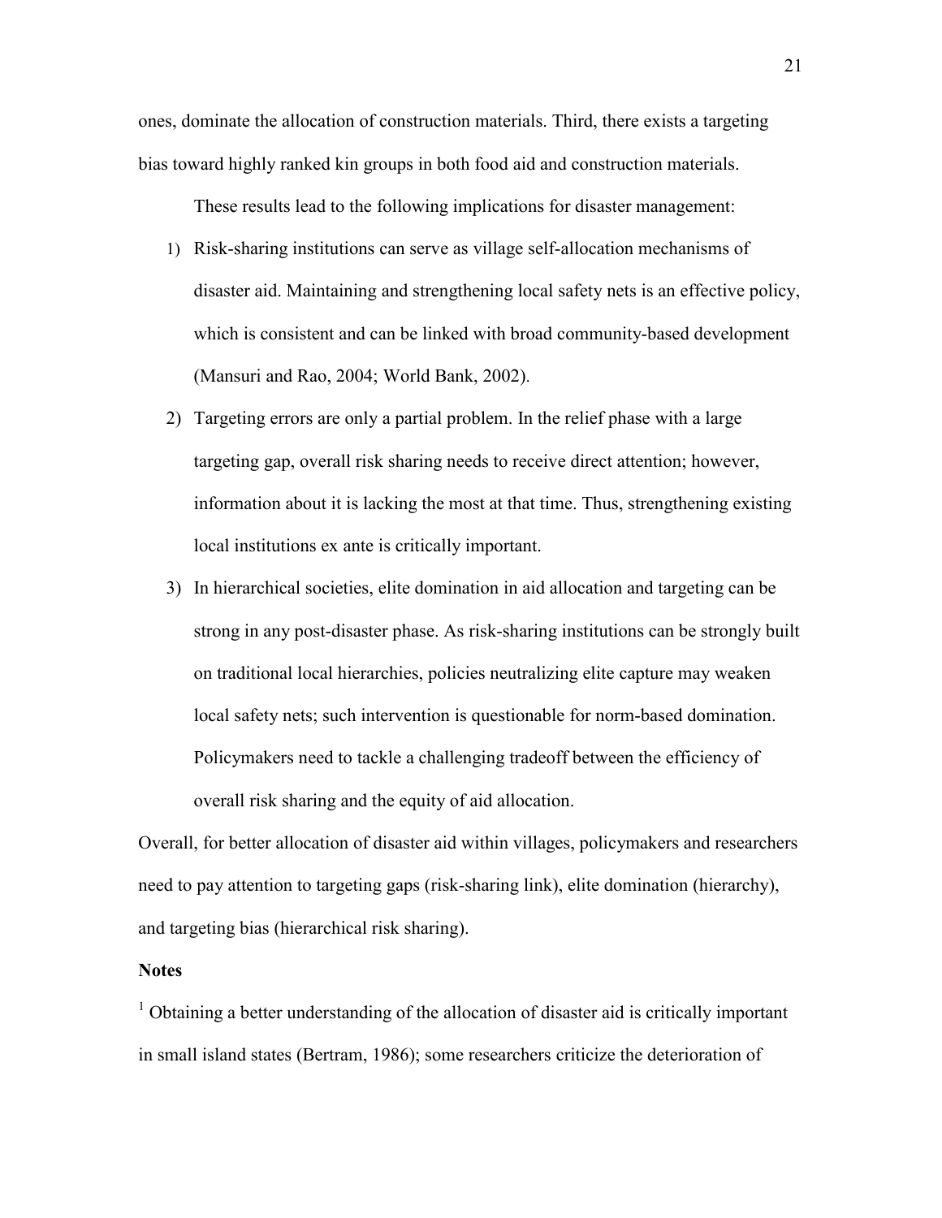ones, dominate the allocation of construction materials. Third, there exists a targeting bias toward highly ranked kin groups in both food aid and construction materials.

These results lead to the following implications for disaster management:

1) Risk-sharing institutions can serve as village self-allocation mechanisms of disaster aid. Maintaining and strengthening local safety nets is an effective policy, which is consistent and can be linked with broad community-based development (Mansuri and Rao, 2004; World Bank, 2002).
2) Targeting errors are only a partial problem. In the relief phase with a large targeting gap, overall risk sharing needs to receive direct attention; however, information about it is lacking the most at that time. Thus, strengthening existing local institutions ex ante is critically important.
3) In hierarchical societies, elite domination in aid allocation and targeting can be strong in any post-disaster phase. As risk-sharing institutions can be strongly built on traditional local hierarchies, policies neutralizing elite capture may weaken local safety nets; such intervention is questionable for norm-based domination. Policymakers need to tackle a challenging tradeoff between the efficiency of overall risk sharing and the equity of aid allocation.

Overall, for better allocation of disaster aid within villages, policymakers and researchers need to pay attention to targeting gaps (risk-sharing link), elite domination (hierarchy), and targeting bias (hierarchical risk sharing).

**Notes**

[1] Obtaining a better understanding of the allocation of disaster aid is critically important in small island states (Bertram, 1986); some researchers criticize the deterioration of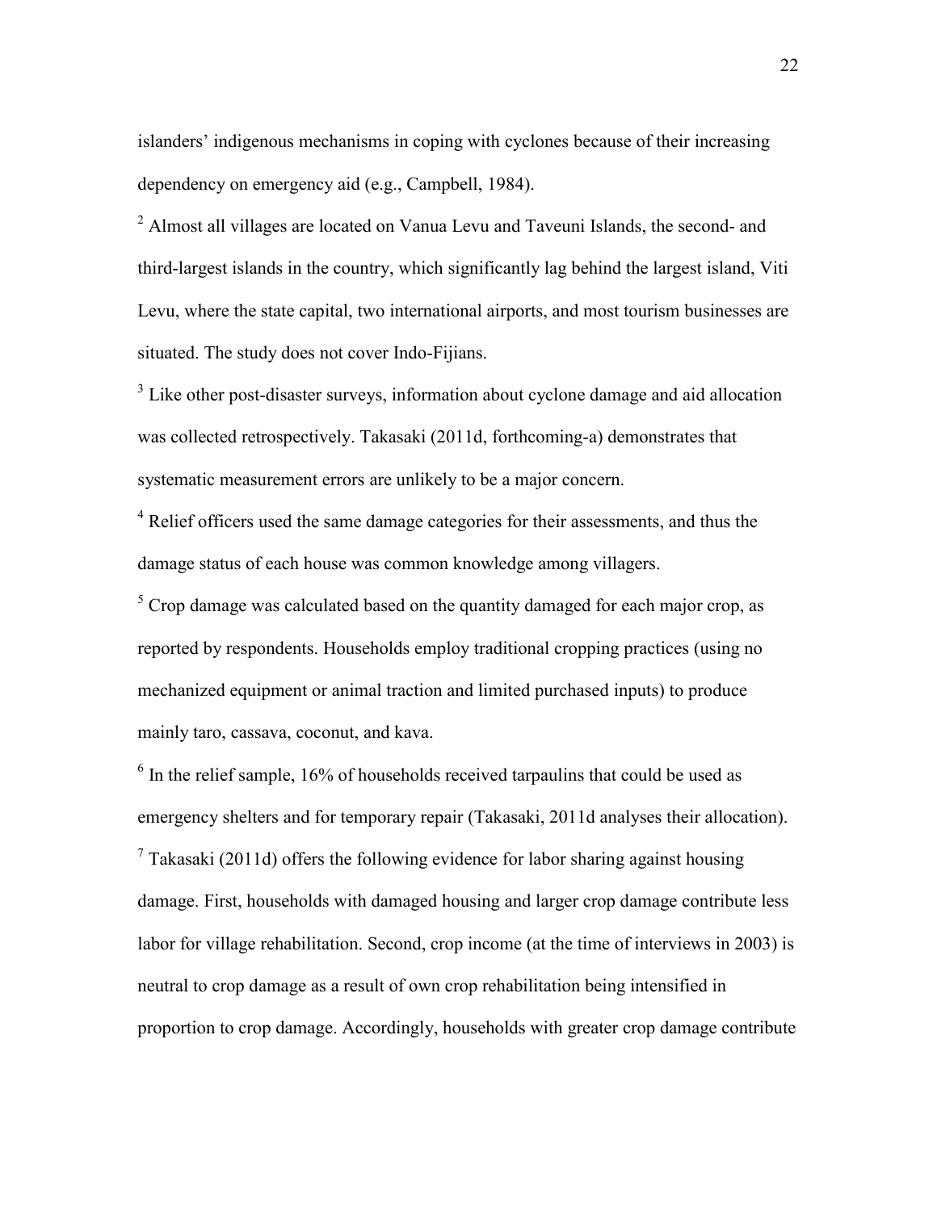islanders' indigenous mechanisms in coping with cyclones because of their increasing dependency on emergency aid (e.g., Campbell, 1984).

[2] Almost all villages are located on Vanua Levu and Taveuni Islands, the second- and third-largest islands in the country, which significantly lag behind the largest island, Viti Levu, where the state capital, two international airports, and most tourism businesses are situated. The study does not cover Indo-Fijians.

[3] Like other post-disaster surveys, information about cyclone damage and aid allocation was collected retrospectively. Takasaki (2011d, forthcoming-a) demonstrates that systematic measurement errors are unlikely to be a major concern.

[4] Relief officers used the same damage categories for their assessments, and thus the damage status of each house was common knowledge among villagers.

[5] Crop damage was calculated based on the quantity damaged for each major crop, as reported by respondents. Households employ traditional cropping practices (using no mechanized equipment or animal traction and limited purchased inputs) to produce mainly taro, cassava, coconut, and kava.

[6] In the relief sample, 16% of households received tarpaulins that could be used as emergency shelters and for temporary repair (Takasaki, 2011d analyses their allocation).

[7] Takasaki (2011d) offers the following evidence for labor sharing against housing damage. First, households with damaged housing and larger crop damage contribute less labor for village rehabilitation. Second, crop income (at the time of interviews in 2003) is neutral to crop damage as a result of own crop rehabilitation being intensified in proportion to crop damage. Accordingly, households with greater crop damage contribute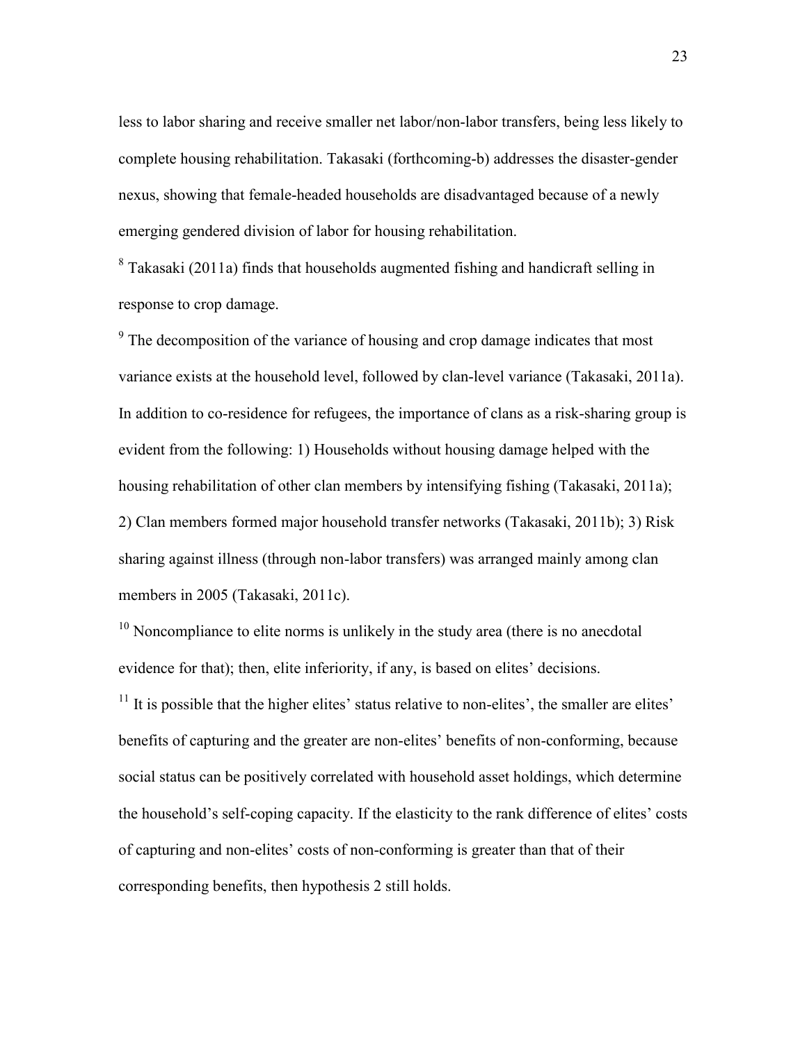less to labor sharing and receive smaller net labor/non-labor transfers, being less likely to complete housing rehabilitation. Takasaki (forthcoming-b) addresses the disaster-gender nexus, showing that female-headed households are disadvantaged because of a newly emerging gendered division of labor for housing rehabilitation.

[8] Takasaki (2011a) finds that households augmented fishing and handicraft selling in response to crop damage.

[9] The decomposition of the variance of housing and crop damage indicates that most variance exists at the household level, followed by clan-level variance (Takasaki, 2011a). In addition to co-residence for refugees, the importance of clans as a risk-sharing group is evident from the following: 1) Households without housing damage helped with the housing rehabilitation of other clan members by intensifying fishing (Takasaki, 2011a); 2) Clan members formed major household transfer networks (Takasaki, 2011b); 3) Risk sharing against illness (through non-labor transfers) was arranged mainly among clan members in 2005 (Takasaki, 2011c).

[10] Noncompliance to elite norms is unlikely in the study area (there is no anecdotal evidence for that); then, elite inferiority, if any, is based on elites' decisions.

[11] It is possible that the higher elites' status relative to non-elites', the smaller are elites' benefits of capturing and the greater are non-elites' benefits of non-conforming, because social status can be positively correlated with household asset holdings, which determine the household's self-coping capacity. If the elasticity to the rank difference of elites' costs of capturing and non-elites' costs of non-conforming is greater than that of their corresponding benefits, then hypothesis 2 still holds.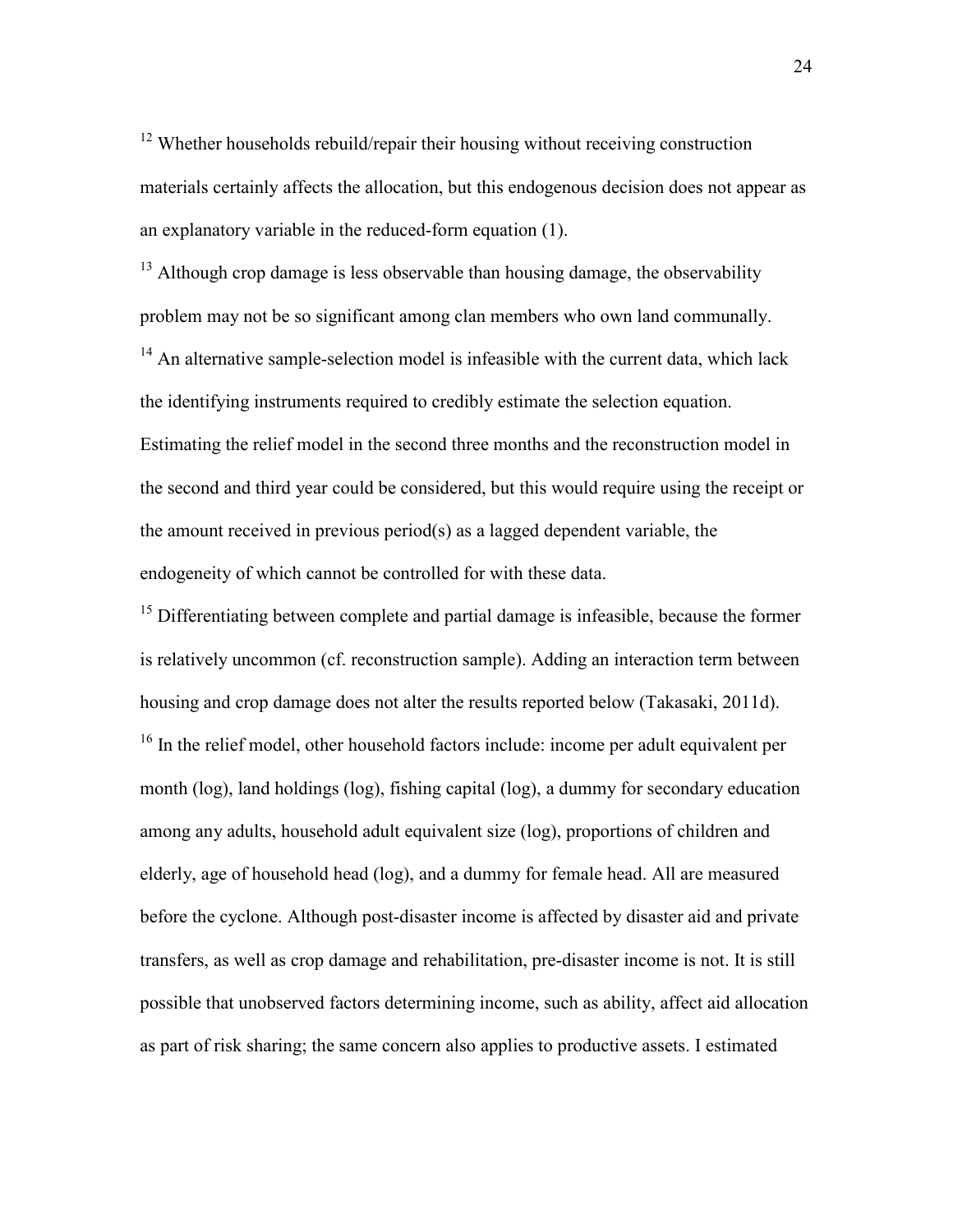[12] Whether households rebuild/repair their housing without receiving construction materials certainly affects the allocation, but this endogenous decision does not appear as an explanatory variable in the reduced-form equation (1).

[13] Although crop damage is less observable than housing damage, the observability problem may not be so significant among clan members who own land communally.

[14] An alternative sample-selection model is infeasible with the current data, which lack the identifying instruments required to credibly estimate the selection equation. Estimating the relief model in the second three months and the reconstruction model in the second and third year could be considered, but this would require using the receipt or the amount received in previous period(s) as a lagged dependent variable, the endogeneity of which cannot be controlled for with these data.

[15] Differentiating between complete and partial damage is infeasible, because the former is relatively uncommon (cf. reconstruction sample). Adding an interaction term between housing and crop damage does not alter the results reported below (Takasaki, 2011d).

[16] In the relief model, other household factors include: income per adult equivalent per month (log), land holdings (log), fishing capital (log), a dummy for secondary education among any adults, household adult equivalent size (log), proportions of children and elderly, age of household head (log), and a dummy for female head. All are measured before the cyclone. Although post-disaster income is affected by disaster aid and private transfers, as well as crop damage and rehabilitation, pre-disaster income is not. It is still possible that unobserved factors determining income, such as ability, affect aid allocation as part of risk sharing; the same concern also applies to productive assets. I estimated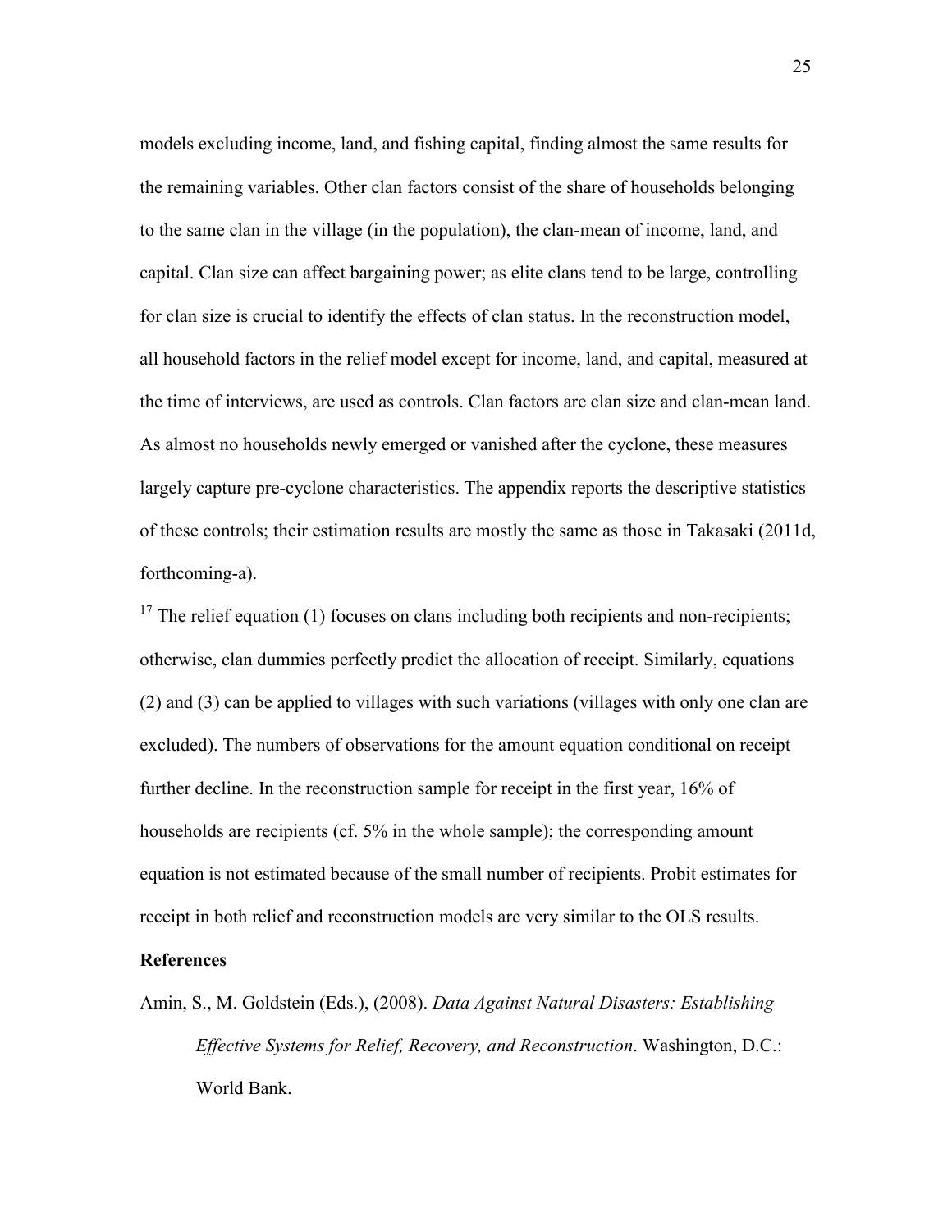models excluding income, land, and fishing capital, finding almost the same results for the remaining variables. Other clan factors consist of the share of households belonging to the same clan in the village (in the population), the clan-mean of income, land, and capital. Clan size can affect bargaining power; as elite clans tend to be large, controlling for clan size is crucial to identify the effects of clan status. In the reconstruction model, all household factors in the relief model except for income, land, and capital, measured at the time of interviews, are used as controls. Clan factors are clan size and clan-mean land. As almost no households newly emerged or vanished after the cyclone, these measures largely capture pre-cyclone characteristics. The appendix reports the descriptive statistics of these controls; their estimation results are mostly the same as those in Takasaki (2011d, forthcoming-a).

[17] The relief equation (1) focuses on clans including both recipients and non-recipients; otherwise, clan dummies perfectly predict the allocation of receipt. Similarly, equations (2) and (3) can be applied to villages with such variations (villages with only one clan are excluded). The numbers of observations for the amount equation conditional on receipt further decline. In the reconstruction sample for receipt in the first year, 16% of households are recipients (cf. 5% in the whole sample); the corresponding amount equation is not estimated because of the small number of recipients. Probit estimates for receipt in both relief and reconstruction models are very similar to the OLS results.

## References

Amin, S., M. Goldstein (Eds.), (2008). *Data Against Natural Disasters: Establishing Effective Systems for Relief, Recovery, and Reconstruction*. Washington, D.C.: World Bank.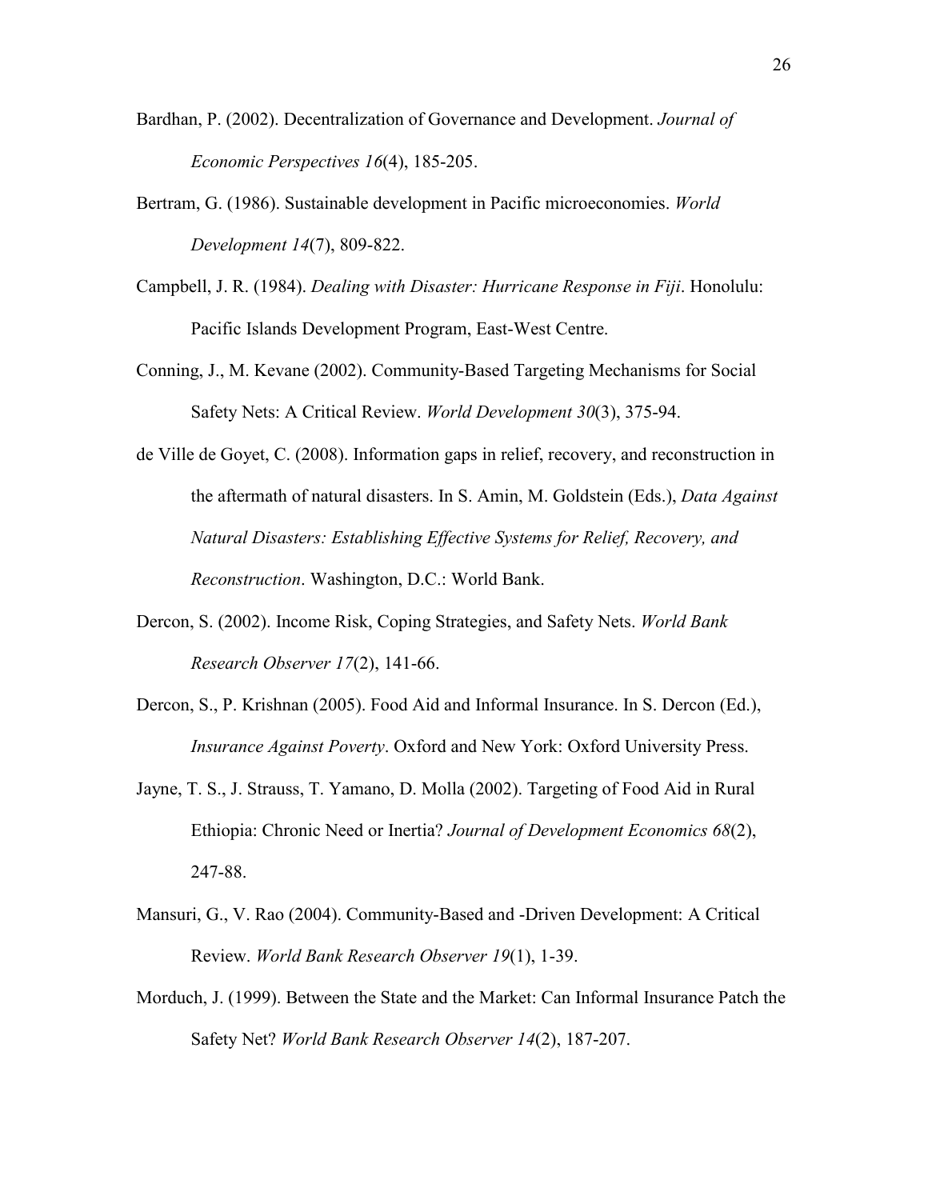Bardhan, P. (2002). Decentralization of Governance and Development. *Journal of Economic Perspectives 16*(4), 185-205.

Bertram, G. (1986). Sustainable development in Pacific microeconomies. *World Development 14*(7), 809-822.

Campbell, J. R. (1984). *Dealing with Disaster: Hurricane Response in Fiji*. Honolulu: Pacific Islands Development Program, East-West Centre.

Conning, J., M. Kevane (2002). Community-Based Targeting Mechanisms for Social Safety Nets: A Critical Review. *World Development 30*(3), 375-94.

de Ville de Goyet, C. (2008). Information gaps in relief, recovery, and reconstruction in the aftermath of natural disasters. In S. Amin, M. Goldstein (Eds.), *Data Against Natural Disasters: Establishing Effective Systems for Relief, Recovery, and Reconstruction*. Washington, D.C.: World Bank.

Dercon, S. (2002). Income Risk, Coping Strategies, and Safety Nets. *World Bank Research Observer 17*(2), 141-66.

Dercon, S., P. Krishnan (2005). Food Aid and Informal Insurance. In S. Dercon (Ed.), *Insurance Against Poverty*. Oxford and New York: Oxford University Press.

Jayne, T. S., J. Strauss, T. Yamano, D. Molla (2002). Targeting of Food Aid in Rural Ethiopia: Chronic Need or Inertia? *Journal of Development Economics 68*(2), 247-88.

Mansuri, G., V. Rao (2004). Community-Based and -Driven Development: A Critical Review. *World Bank Research Observer 19*(1), 1-39.

Morduch, J. (1999). Between the State and the Market: Can Informal Insurance Patch the Safety Net? *World Bank Research Observer 14*(2), 187-207.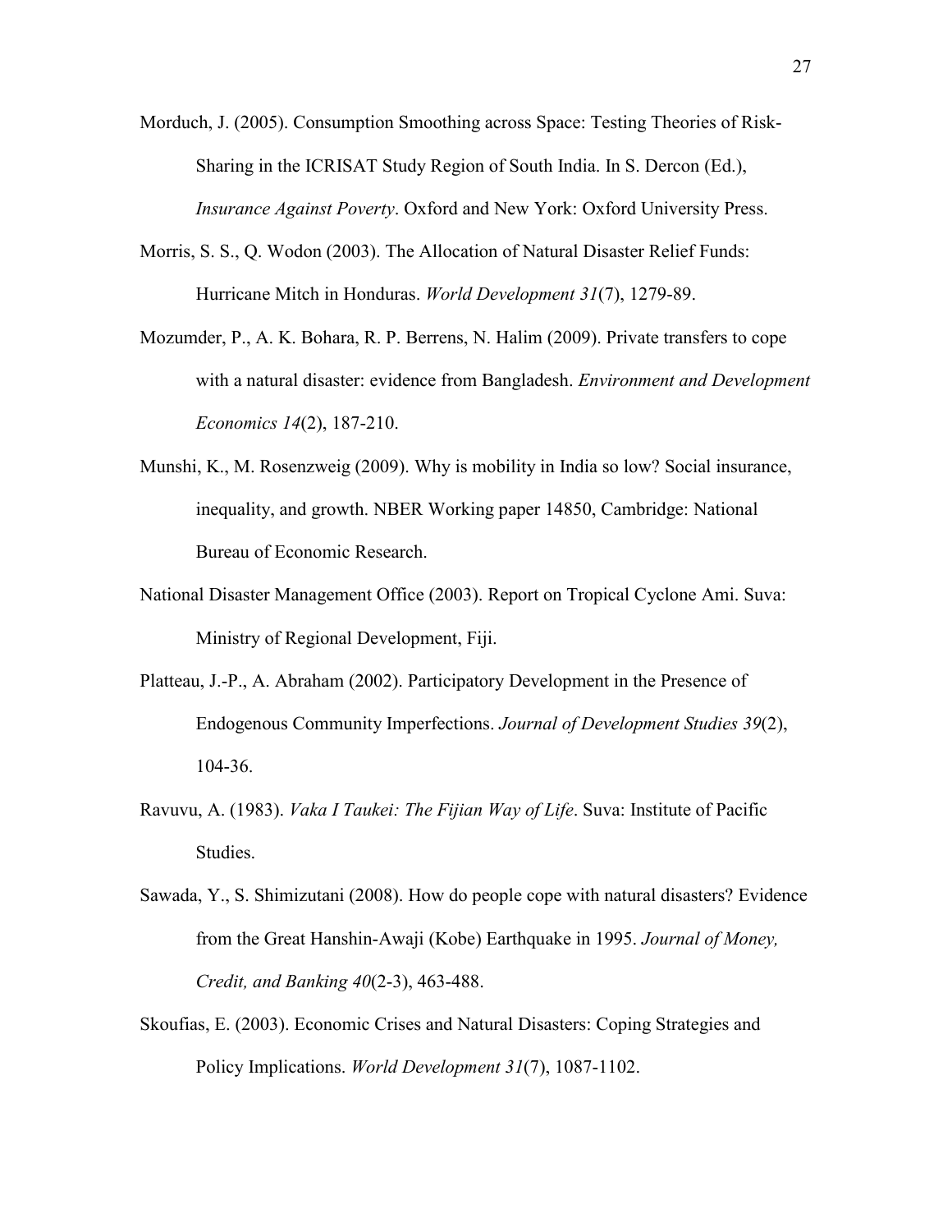Morduch, J. (2005). Consumption Smoothing across Space: Testing Theories of Risk-Sharing in the ICRISAT Study Region of South India. In S. Dercon (Ed.), *Insurance Against Poverty*. Oxford and New York: Oxford University Press.

Morris, S. S., Q. Wodon (2003). The Allocation of Natural Disaster Relief Funds: Hurricane Mitch in Honduras. *World Development 31*(7), 1279-89.

Mozumder, P., A. K. Bohara, R. P. Berrens, N. Halim (2009). Private transfers to cope with a natural disaster: evidence from Bangladesh. *Environment and Development Economics 14*(2), 187-210.

Munshi, K., M. Rosenzweig (2009). Why is mobility in India so low? Social insurance, inequality, and growth. NBER Working paper 14850, Cambridge: National Bureau of Economic Research.

National Disaster Management Office (2003). Report on Tropical Cyclone Ami. Suva: Ministry of Regional Development, Fiji.

Platteau, J.-P., A. Abraham (2002). Participatory Development in the Presence of Endogenous Community Imperfections. *Journal of Development Studies 39*(2), 104-36.

Ravuvu, A. (1983). *Vaka I Taukei: The Fijian Way of Life*. Suva: Institute of Pacific Studies.

Sawada, Y., S. Shimizutani (2008). How do people cope with natural disasters? Evidence from the Great Hanshin-Awaji (Kobe) Earthquake in 1995. *Journal of Money, Credit, and Banking 40*(2-3), 463-488.

Skoufias, E. (2003). Economic Crises and Natural Disasters: Coping Strategies and Policy Implications. *World Development 31*(7), 1087-1102.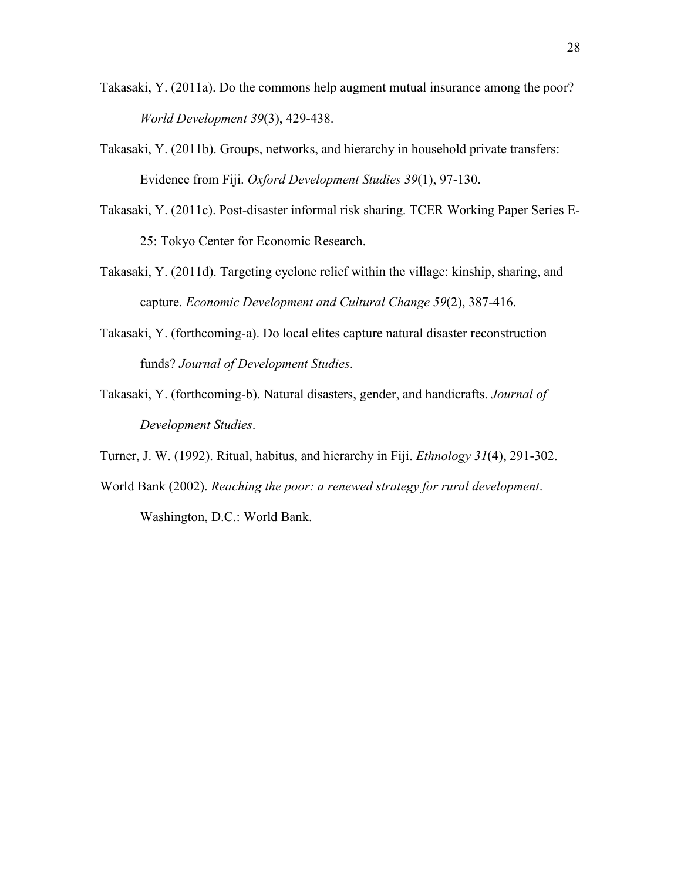Takasaki, Y. (2011a). Do the commons help augment mutual insurance among the poor? *World Development 39*(3), 429-438.

Takasaki, Y. (2011b). Groups, networks, and hierarchy in household private transfers: Evidence from Fiji. *Oxford Development Studies 39*(1), 97-130.

Takasaki, Y. (2011c). Post-disaster informal risk sharing. TCER Working Paper Series E-25: Tokyo Center for Economic Research.

Takasaki, Y. (2011d). Targeting cyclone relief within the village: kinship, sharing, and capture. *Economic Development and Cultural Change 59*(2), 387-416.

Takasaki, Y. (forthcoming-a). Do local elites capture natural disaster reconstruction funds? *Journal of Development Studies*.

Takasaki, Y. (forthcoming-b). Natural disasters, gender, and handicrafts. *Journal of Development Studies*.

Turner, J. W. (1992). Ritual, habitus, and hierarchy in Fiji. *Ethnology 31*(4), 291-302.

World Bank (2002). *Reaching the poor: a renewed strategy for rural development*. Washington, D.C.: World Bank.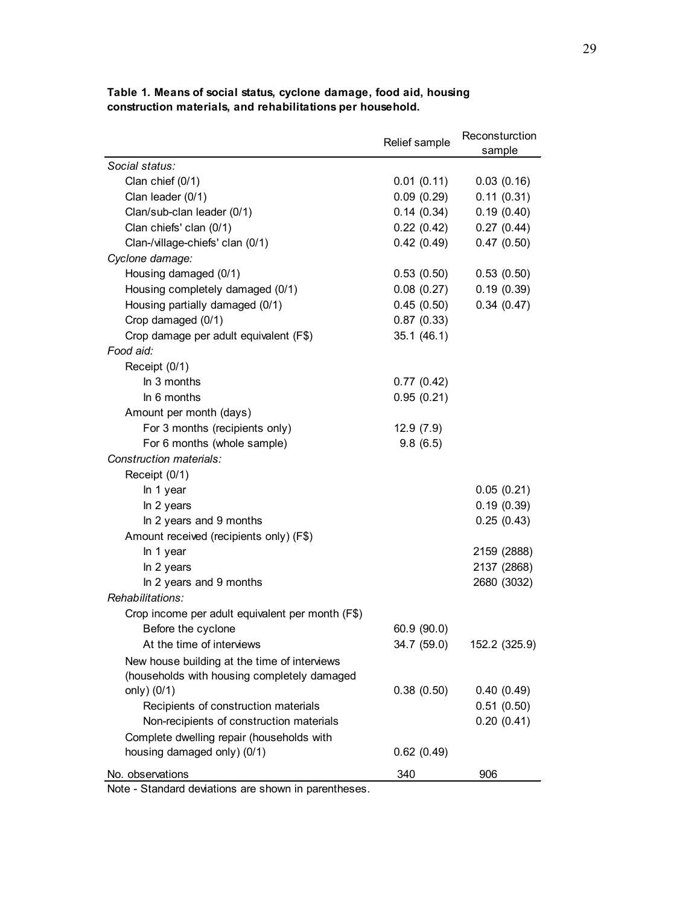**Table 1. Means of social status, cyclone damage, food aid, housing construction materials, and rehabilitations per household.**

| | Relief sample | Reconsturction sample |
|---|---|---|
| *Social status:* | | |
| Clan chief (0/1) | 0.01 (0.11) | 0.03 (0.16) |
| Clan leader (0/1) | 0.09 (0.29) | 0.11 (0.31) |
| Clan/sub-clan leader (0/1) | 0.14 (0.34) | 0.19 (0.40) |
| Clan chiefs' clan (0/1) | 0.22 (0.42) | 0.27 (0.44) |
| Clan-/village-chiefs' clan (0/1) | 0.42 (0.49) | 0.47 (0.50) |
| *Cyclone damage:* | | |
| Housing damaged (0/1) | 0.53 (0.50) | 0.53 (0.50) |
| Housing completely damaged (0/1) | 0.08 (0.27) | 0.19 (0.39) |
| Housing partially damaged (0/1) | 0.45 (0.50) | 0.34 (0.47) |
| Crop damaged (0/1) | 0.87 (0.33) | |
| Crop damage per adult equivalent (F$) | 35.1 (46.1) | |
| *Food aid:* | | |
| Receipt (0/1) | | |
| In 3 months | 0.77 (0.42) | |
| In 6 months | 0.95 (0.21) | |
| Amount per month (days) | | |
| For 3 months (recipients only) | 12.9 (7.9) | |
| For 6 months (whole sample) | 9.8 (6.5) | |
| *Construction materials:* | | |
| Receipt (0/1) | | |
| In 1 year | | 0.05 (0.21) |
| In 2 years | | 0.19 (0.39) |
| In 2 years and 9 months | | 0.25 (0.43) |
| Amount received (recipients only) (F$) | | |
| In 1 year | | 2159 (2888) |
| In 2 years | | 2137 (2868) |
| In 2 years and 9 months | | 2680 (3032) |
| *Rehabilitations:* | | |
| Crop income per adult equivalent per month (F$) | | |
| Before the cyclone | 60.9 (90.0) | |
| At the time of interviews | 34.7 (59.0) | 152.2 (325.9) |
| New house building at the time of interviews (households with housing completely damaged only) (0/1) | 0.38 (0.50) | 0.40 (0.49) |
| Recipients of construction materials | | 0.51 (0.50) |
| Non-recipients of construction materials | | 0.20 (0.41) |
| Complete dwelling repair (households with housing damaged only) (0/1) | 0.62 (0.49) | |
| No. observations | 340 | 906 |

Note - Standard deviations are shown in parentheses.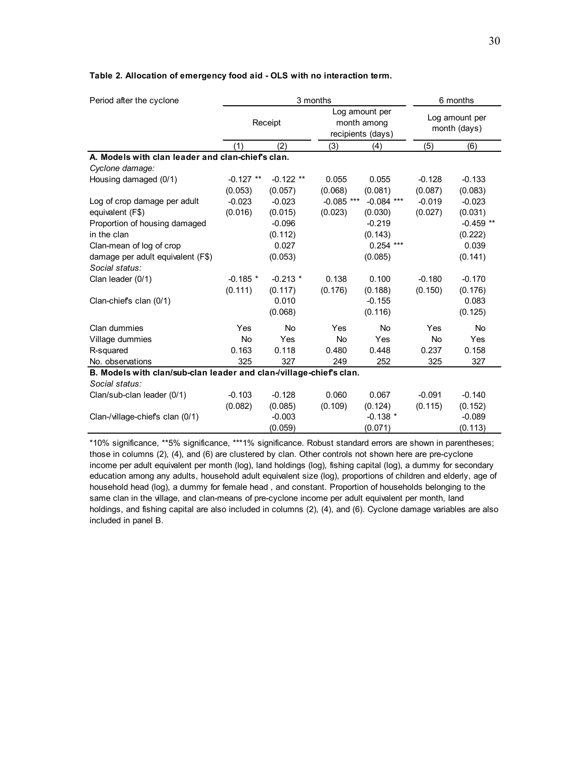**Table 2. Allocation of emergency food aid - OLS with no interaction term.**

| Period after the cyclone | 3 months | | | | 6 months | |
|---|---|---|---|---|---|---|
| | Receipt | | Log amount per month among recipients (days) | | Log amount per month (days) | |
| | (1) | (2) | (3) | (4) | (5) | (6) |
| **A. Models with clan leader and clan-chief's clan.** | | | | | | |
| *Cyclone damage:* | | | | | | |
| Housing damaged (0/1) | -0.127 ** | -0.122 ** | 0.055 | 0.055 | -0.128 | -0.133 |
| | (0.053) | (0.057) | (0.068) | (0.081) | (0.087) | (0.083) |
| Log of crop damage per adult equivalent (F$) | -0.023 | -0.023 | -0.085 *** | -0.084 *** | -0.019 | -0.023 |
| | (0.016) | (0.015) | (0.023) | (0.030) | (0.027) | (0.031) |
| Proportion of housing damaged in the clan | | -0.096 | | -0.219 | | -0.459 ** |
| | | (0.112) | | (0.143) | | (0.222) |
| Clan-mean of log of crop damage per adult equivalent (F$) | | 0.027 | | 0.254 *** | | 0.039 |
| | | (0.053) | | (0.085) | | (0.141) |
| *Social status:* | | | | | | |
| Clan leader (0/1) | -0.185 * | -0.213 * | 0.138 | 0.100 | -0.180 | -0.170 |
| | (0.111) | (0.117) | (0.176) | (0.188) | (0.150) | (0.176) |
| Clan-chief's clan (0/1) | | 0.010 | | -0.155 | | 0.083 |
| | | (0.068) | | (0.116) | | (0.125) |
| Clan dummies | Yes | No | Yes | No | Yes | No |
| Village dummies | No | Yes | No | Yes | No | Yes |
| R-squared | 0.163 | 0.118 | 0.480 | 0.448 | 0.237 | 0.158 |
| No. observations | 325 | 327 | 249 | 252 | 325 | 327 |
| **B. Models with clan/sub-clan leader and clan-/village-chief's clan.** | | | | | | |
| *Social status:* | | | | | | |
| Clan/sub-clan leader (0/1) | -0.103 | -0.128 | 0.060 | 0.067 | -0.091 | -0.140 |
| | (0.082) | (0.085) | (0.109) | (0.124) | (0.115) | (0.152) |
| Clan-/village-chief's clan (0/1) | | -0.003 | | -0.138 * | | -0.089 |
| | | (0.059) | | (0.071) | | (0.113) |

*10% significance, **5% significance, ***1% significance. Robust standard errors are shown in parentheses; those in columns (2), (4), and (6) are clustered by clan. Other controls not shown here are pre-cyclone income per adult equivalent per month (log), land holdings (log), fishing capital (log), a dummy for secondary education among any adults, household adult equivalent size (log), proportions of children and elderly, age of household head (log), a dummy for female head , and constant. Proportion of households belonging to the same clan in the village, and clan-means of pre-cyclone income per adult equivalent per month, land holdings, and fishing capital are also included in columns (2), (4), and (6). Cyclone damage variables are also included in panel B.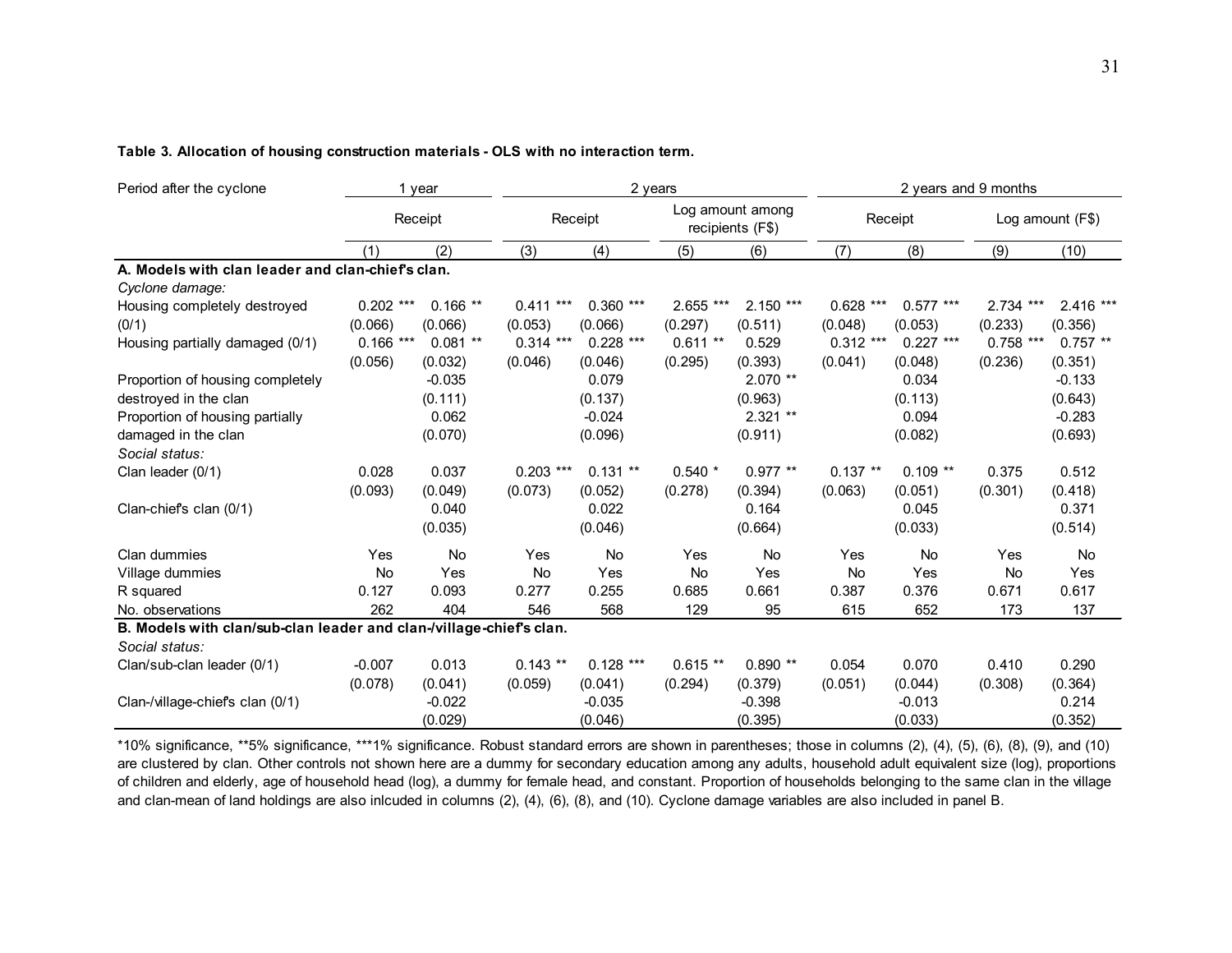**Table 3. Allocation of housing construction materials - OLS with no interaction term.**

| Period after the cyclone | 1 year | | 2 years | | | | 2 years and 9 months | | | |
|---|---|---|---|---|---|---|---|---|---|---|
| | Receipt | | Receipt | | Log amount among recipients (F$) | | Receipt | | Log amount (F$) | |
| | (1) | (2) | (3) | (4) | (5) | (6) | (7) | (8) | (9) | (10) |
| **A. Models with clan leader and clan-chief's clan.** | | | | | | | | | | |
| *Cyclone damage:* | | | | | | | | | | |
| Housing completely destroyed | 0.202 *** | 0.166 ** | 0.411 *** | 0.360 *** | 2.655 *** | 2.150 *** | 0.628 *** | 0.577 *** | 2.734 *** | 2.416 *** |
| (0/1) | (0.066) | (0.066) | (0.053) | (0.066) | (0.297) | (0.511) | (0.048) | (0.053) | (0.233) | (0.356) |
| Housing partially damaged (0/1) | 0.166 *** | 0.081 ** | 0.314 *** | 0.228 *** | 0.611 ** | 0.529 | 0.312 *** | 0.227 *** | 0.758 *** | 0.757 ** |
| | (0.056) | (0.032) | (0.046) | (0.046) | (0.295) | (0.393) | (0.041) | (0.048) | (0.236) | (0.351) |
| Proportion of housing completely | | -0.035 | | 0.079 | | 2.070 ** | | 0.034 | | -0.133 |
| destroyed in the clan | | (0.111) | | (0.137) | | (0.963) | | (0.113) | | (0.643) |
| Proportion of housing partially | | 0.062 | | -0.024 | | 2.321 ** | | 0.094 | | -0.283 |
| damaged in the clan | | (0.070) | | (0.096) | | (0.911) | | (0.082) | | (0.693) |
| *Social status:* | | | | | | | | | | |
| Clan leader (0/1) | 0.028 | 0.037 | 0.203 *** | 0.131 ** | 0.540 * | 0.977 ** | 0.137 ** | 0.109 ** | 0.375 | 0.512 |
| | (0.093) | (0.049) | (0.073) | (0.052) | (0.278) | (0.394) | (0.063) | (0.051) | (0.301) | (0.418) |
| Clan-chief's clan (0/1) | | 0.040 | | 0.022 | | 0.164 | | 0.045 | | 0.371 |
| | | (0.035) | | (0.046) | | (0.664) | | (0.033) | | (0.514) |
| Clan dummies | Yes | No | Yes | No | Yes | No | Yes | No | Yes | No |
| Village dummies | No | Yes | No | Yes | No | Yes | No | Yes | No | Yes |
| R squared | 0.127 | 0.093 | 0.277 | 0.255 | 0.685 | 0.661 | 0.387 | 0.376 | 0.671 | 0.617 |
| No. observations | 262 | 404 | 546 | 568 | 129 | 95 | 615 | 652 | 173 | 137 |
| **B. Models with clan/sub-clan leader and clan-/village-chief's clan.** | | | | | | | | | | |
| *Social status:* | | | | | | | | | | |
| Clan/sub-clan leader (0/1) | -0.007 | 0.013 | 0.143 ** | 0.128 *** | 0.615 ** | 0.890 ** | 0.054 | 0.070 | 0.410 | 0.290 |
| | (0.078) | (0.041) | (0.059) | (0.041) | (0.294) | (0.379) | (0.051) | (0.044) | (0.308) | (0.364) |
| Clan-/village-chief's clan (0/1) | | -0.022 | | -0.035 | | -0.398 | | -0.013 | | 0.214 |
| | | (0.029) | | (0.046) | | (0.395) | | (0.033) | | (0.352) |

*10% significance, **5% significance, ***1% significance. Robust standard errors are shown in parentheses; those in columns (2), (4), (5), (6), (8), (9), and (10) are clustered by clan. Other controls not shown here are a dummy for secondary education among any adults, household adult equivalent size (log), proportions of children and elderly, age of household head (log), a dummy for female head, and constant. Proportion of households belonging to the same clan in the village and clan-mean of land holdings are also inlcuded in columns (2), (4), (6), (8), and (10). Cyclone damage variables are also included in panel B.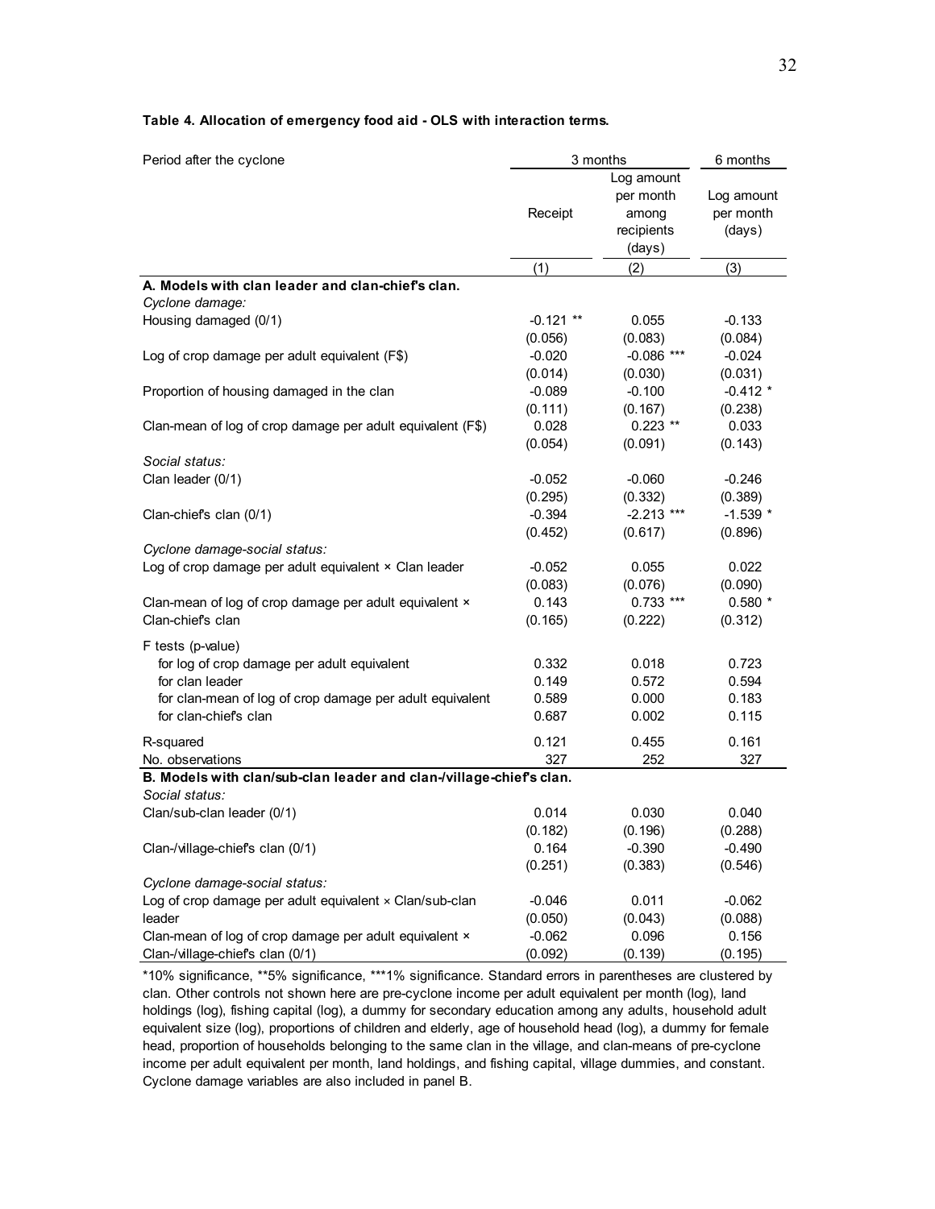**Table 4. Allocation of emergency food aid - OLS with interaction terms.**

| Period after the cyclone | 3 months | | 6 months |
|---|---|---|---|
| | Receipt | Log amount per month among recipients (days) | Log amount per month (days) |
| | (1) | (2) | (3) |
| **A. Models with clan leader and clan-chief's clan.** | | | |
| *Cyclone damage:* | | | |
| Housing damaged (0/1) | -0.121 ** | 0.055 | -0.133 |
| | (0.056) | (0.083) | (0.084) |
| Log of crop damage per adult equivalent (F$) | -0.020 | -0.086 *** | -0.024 |
| | (0.014) | (0.030) | (0.031) |
| Proportion of housing damaged in the clan | -0.089 | -0.100 | -0.412 * |
| | (0.111) | (0.167) | (0.238) |
| Clan-mean of log of crop damage per adult equivalent (F$) | 0.028 | 0.223 ** | 0.033 |
| | (0.054) | (0.091) | (0.143) |
| *Social status:* | | | |
| Clan leader (0/1) | -0.052 | -0.060 | -0.246 |
| | (0.295) | (0.332) | (0.389) |
| Clan-chief's clan (0/1) | -0.394 | -2.213 *** | -1.539 * |
| | (0.452) | (0.617) | (0.896) |
| *Cyclone damage-social status:* | | | |
| Log of crop damage per adult equivalent × Clan leader | -0.052 | 0.055 | 0.022 |
| | (0.083) | (0.076) | (0.090) |
| Clan-mean of log of crop damage per adult equivalent × Clan-chief's clan | 0.143 | 0.733 *** | 0.580 * |
| | (0.165) | (0.222) | (0.312) |
| F tests (p-value) | | | |
| for log of crop damage per adult equivalent | 0.332 | 0.018 | 0.723 |
| for clan leader | 0.149 | 0.572 | 0.594 |
| for clan-mean of log of crop damage per adult equivalent | 0.589 | 0.000 | 0.183 |
| for clan-chief's clan | 0.687 | 0.002 | 0.115 |
| R-squared | 0.121 | 0.455 | 0.161 |
| No. observations | 327 | 252 | 327 |
| **B. Models with clan/sub-clan leader and clan-/village-chief's clan.** | | | |
| *Social status:* | | | |
| Clan/sub-clan leader (0/1) | 0.014 | 0.030 | 0.040 |
| | (0.182) | (0.196) | (0.288) |
| Clan-/village-chief's clan (0/1) | 0.164 | -0.390 | -0.490 |
| | (0.251) | (0.383) | (0.546) |
| *Cyclone damage-social status:* | | | |
| Log of crop damage per adult equivalent × Clan/sub-clan leader | -0.046 | 0.011 | -0.062 |
| | (0.050) | (0.043) | (0.088) |
| Clan-mean of log of crop damage per adult equivalent × Clan-/village-chief's clan (0/1) | -0.062 | 0.096 | 0.156 |
| | (0.092) | (0.139) | (0.195) |

*10% significance, **5% significance, ***1% significance. Standard errors in parentheses are clustered by clan. Other controls not shown here are pre-cyclone income per adult equivalent per month (log), land holdings (log), fishing capital (log), a dummy for secondary education among any adults, household adult equivalent size (log), proportions of children and elderly, age of household head (log), a dummy for female head, proportion of households belonging to the same clan in the village, and clan-means of pre-cyclone income per adult equivalent per month, land holdings, and fishing capital, village dummies, and constant. Cyclone damage variables are also included in panel B.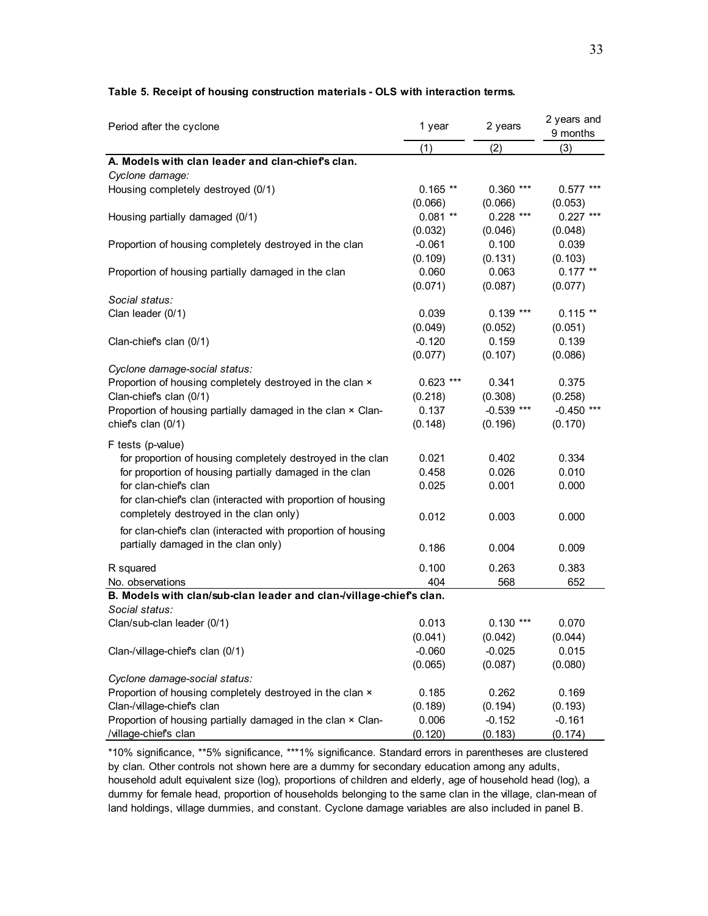**Table 5. Receipt of housing construction materials - OLS with interaction terms.**

| Period after the cyclone | 1 year | 2 years | 2 years and 9 months |
|---|---|---|---|
| | (1) | (2) | (3) |
| **A. Models with clan leader and clan-chief's clan.** | | | |
| *Cyclone damage:* | | | |
| Housing completely destroyed (0/1) | 0.165 ** | 0.360 *** | 0.577 *** |
| | (0.066) | (0.066) | (0.053) |
| Housing partially damaged (0/1) | 0.081 ** | 0.228 *** | 0.227 *** |
| | (0.032) | (0.046) | (0.048) |
| Proportion of housing completely destroyed in the clan | -0.061 | 0.100 | 0.039 |
| | (0.109) | (0.131) | (0.103) |
| Proportion of housing partially damaged in the clan | 0.060 | 0.063 | 0.177 ** |
| | (0.071) | (0.087) | (0.077) |
| *Social status:* | | | |
| Clan leader (0/1) | 0.039 | 0.139 *** | 0.115 ** |
| | (0.049) | (0.052) | (0.051) |
| Clan-chief's clan (0/1) | -0.120 | 0.159 | 0.139 |
| | (0.077) | (0.107) | (0.086) |
| *Cyclone damage-social status:* | | | |
| Proportion of housing completely destroyed in the clan × Clan-chief's clan (0/1) | 0.623 *** | 0.341 | 0.375 |
| | (0.218) | (0.308) | (0.258) |
| Proportion of housing partially damaged in the clan × Clan-chief's clan (0/1) | 0.137 | -0.539 *** | -0.450 *** |
| | (0.148) | (0.196) | (0.170) |
| F tests (p-value) | | | |
| for proportion of housing completely destroyed in the clan | 0.021 | 0.402 | 0.334 |
| for proportion of housing partially damaged in the clan | 0.458 | 0.026 | 0.010 |
| for clan-chief's clan | 0.025 | 0.001 | 0.000 |
| for clan-chief's clan (interacted with proportion of housing completely destroyed in the clan only) | 0.012 | 0.003 | 0.000 |
| for clan-chief's clan (interacted with proportion of housing partially damaged in the clan only) | 0.186 | 0.004 | 0.009 |
| R squared | 0.100 | 0.263 | 0.383 |
| No. observations | 404 | 568 | 652 |
| **B. Models with clan/sub-clan leader and clan-/village-chief's clan.** | | | |
| *Social status:* | | | |
| Clan/sub-clan leader (0/1) | 0.013 | 0.130 *** | 0.070 |
| | (0.041) | (0.042) | (0.044) |
| Clan-/village-chief's clan (0/1) | -0.060 | -0.025 | 0.015 |
| | (0.065) | (0.087) | (0.080) |
| *Cyclone damage-social status:* | | | |
| Proportion of housing completely destroyed in the clan × Clan-/village-chief's clan | 0.185 | 0.262 | 0.169 |
| | (0.189) | (0.194) | (0.193) |
| Proportion of housing partially damaged in the clan × Clan-/village-chief's clan | 0.006 | -0.152 | -0.161 |
| | (0.120) | (0.183) | (0.174) |

*10% significance, **5% significance, ***1% significance. Standard errors in parentheses are clustered by clan. Other controls not shown here are a dummy for secondary education among any adults, household adult equivalent size (log), proportions of children and elderly, age of household head (log), a dummy for female head, proportion of households belonging to the same clan in the village, clan-mean of land holdings, village dummies, and constant. Cyclone damage variables are also included in panel B.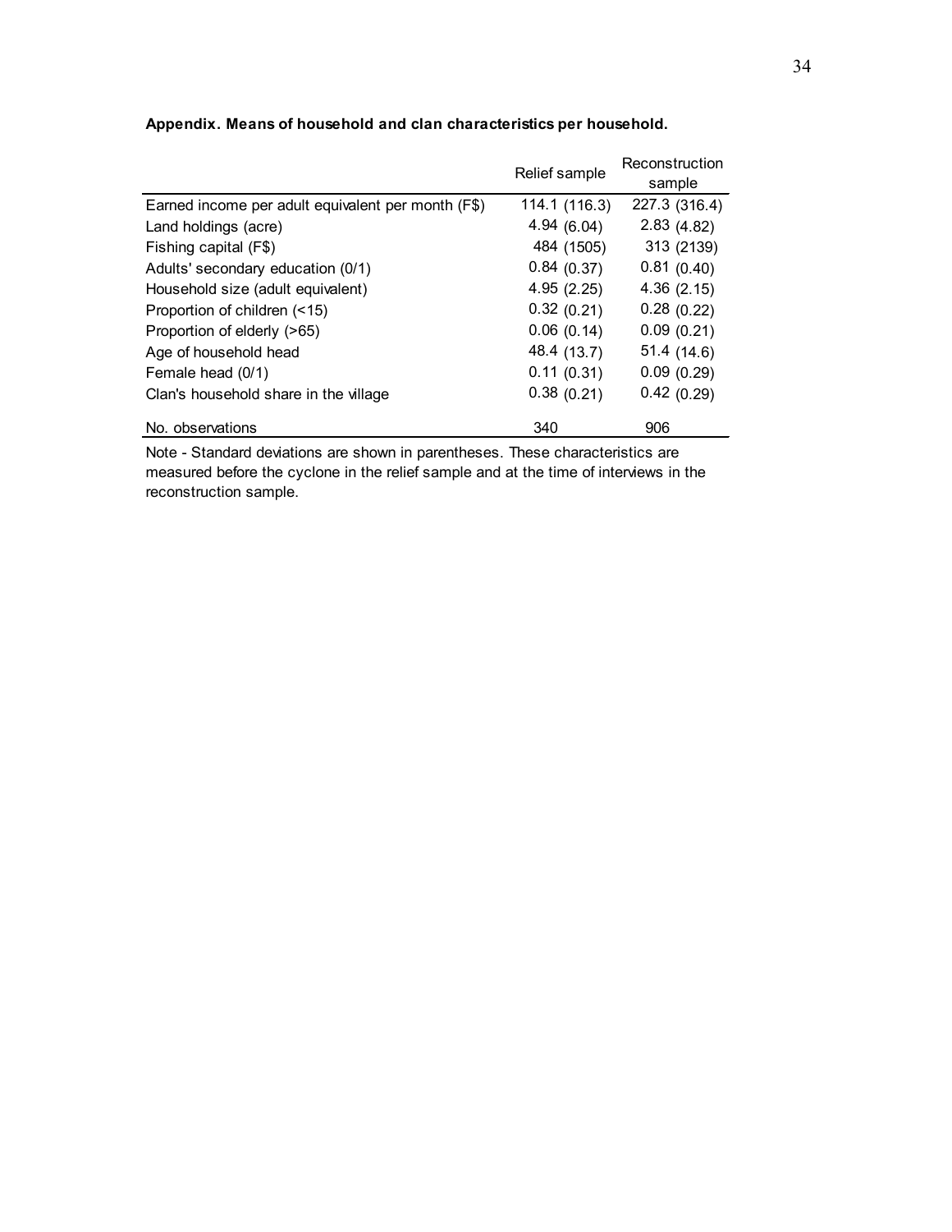**Appendix. Means of household and clan characteristics per household.**

| | Relief sample | Reconstruction sample |
|---|---|---|
| Earned income per adult equivalent per month (F$) | 114.1 (116.3) | 227.3 (316.4) |
| Land holdings (acre) | 4.94 (6.04) | 2.83 (4.82) |
| Fishing capital (F$) | 484 (1505) | 313 (2139) |
| Adults' secondary education (0/1) | 0.84 (0.37) | 0.81 (0.40) |
| Household size (adult equivalent) | 4.95 (2.25) | 4.36 (2.15) |
| Proportion of children (<15) | 0.32 (0.21) | 0.28 (0.22) |
| Proportion of elderly (>65) | 0.06 (0.14) | 0.09 (0.21) |
| Age of household head | 48.4 (13.7) | 51.4 (14.6) |
| Female head (0/1) | 0.11 (0.31) | 0.09 (0.29) |
| Clan's household share in the village | 0.38 (0.21) | 0.42 (0.29) |
| No. observations | 340 | 906 |

Note - Standard deviations are shown in parentheses. These characteristics are measured before the cyclone in the relief sample and at the time of interviews in the reconstruction sample.